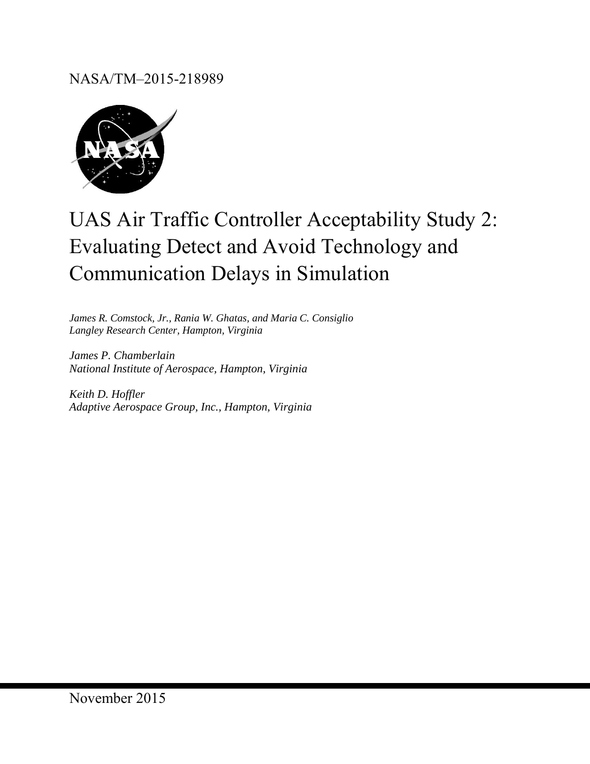NASA/TM–2015-218989

# UAS Air Traffic Controller Acceptability Study 2: Evaluating Detect and Avoid Technology and Communication Delays in Simulation

*James R. Comstock, Jr., Rania W. Ghatas, and Maria C. Consiglio*
*Langley Research Center, Hampton, Virginia*

*James P. Chamberlain*
*National Institute of Aerospace, Hampton, Virginia*

*Keith D. Hoffler*
*Adaptive Aerospace Group, Inc., Hampton, Virginia*

November 2015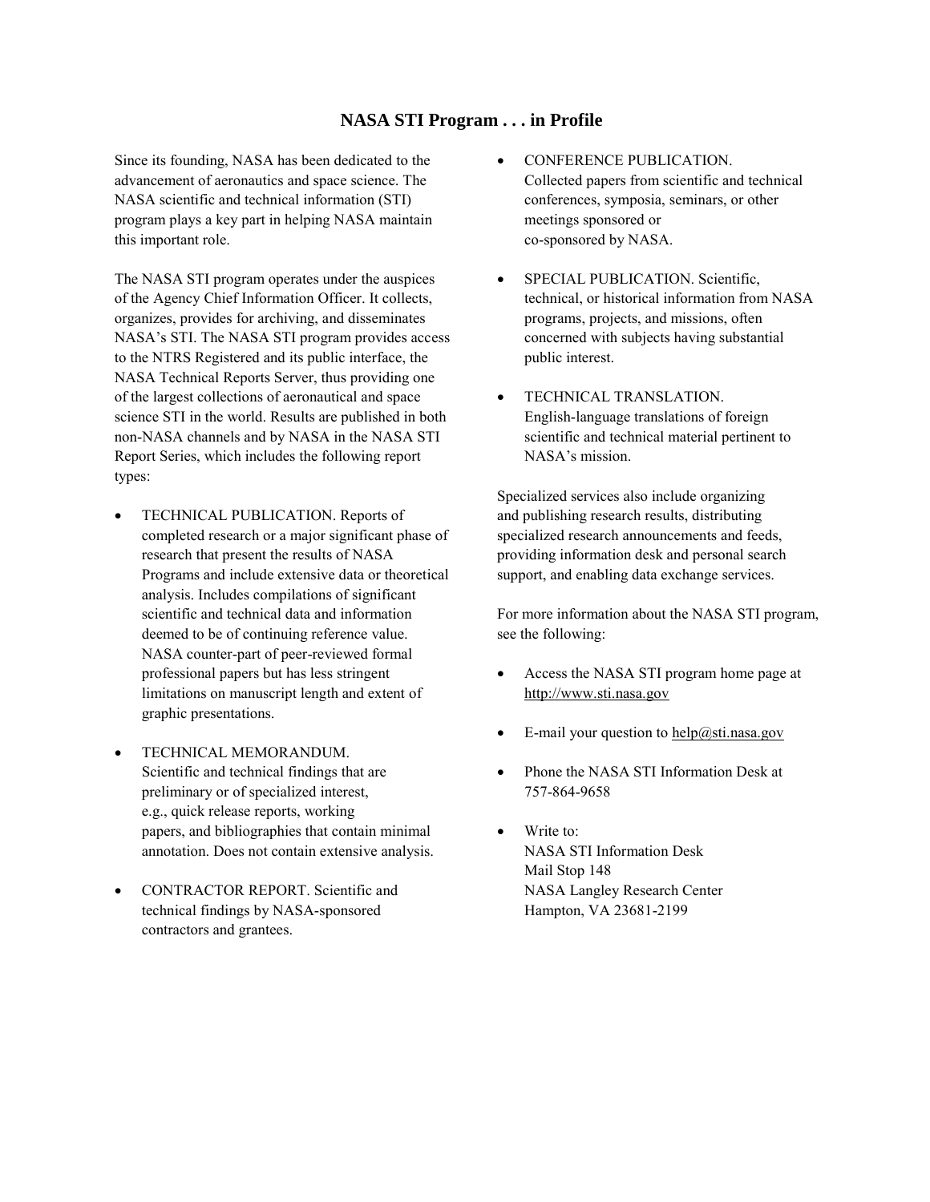## NASA STI Program . . . in Profile

Since its founding, NASA has been dedicated to the advancement of aeronautics and space science. The NASA scientific and technical information (STI) program plays a key part in helping NASA maintain this important role.

The NASA STI program operates under the auspices of the Agency Chief Information Officer. It collects, organizes, provides for archiving, and disseminates NASA's STI. The NASA STI program provides access to the NTRS Registered and its public interface, the NASA Technical Reports Server, thus providing one of the largest collections of aeronautical and space science STI in the world. Results are published in both non-NASA channels and by NASA in the NASA STI Report Series, which includes the following report types:

- TECHNICAL PUBLICATION. Reports of completed research or a major significant phase of research that present the results of NASA Programs and include extensive data or theoretical analysis. Includes compilations of significant scientific and technical data and information deemed to be of continuing reference value. NASA counter-part of peer-reviewed formal professional papers but has less stringent limitations on manuscript length and extent of graphic presentations.
- TECHNICAL MEMORANDUM. Scientific and technical findings that are preliminary or of specialized interest, e.g., quick release reports, working papers, and bibliographies that contain minimal annotation. Does not contain extensive analysis.
- CONTRACTOR REPORT. Scientific and technical findings by NASA-sponsored contractors and grantees.
- CONFERENCE PUBLICATION. Collected papers from scientific and technical conferences, symposia, seminars, or other meetings sponsored or co-sponsored by NASA.
- SPECIAL PUBLICATION. Scientific, technical, or historical information from NASA programs, projects, and missions, often concerned with subjects having substantial public interest.
- TECHNICAL TRANSLATION. English-language translations of foreign scientific and technical material pertinent to NASA's mission.

Specialized services also include organizing and publishing research results, distributing specialized research announcements and feeds, providing information desk and personal search support, and enabling data exchange services.

For more information about the NASA STI program, see the following:

- Access the NASA STI program home page at http://www.sti.nasa.gov
- E-mail your question to help@sti.nasa.gov
- Phone the NASA STI Information Desk at 757-864-9658
- Write to:
  NASA STI Information Desk
  Mail Stop 148
  NASA Langley Research Center
  Hampton, VA 23681-2199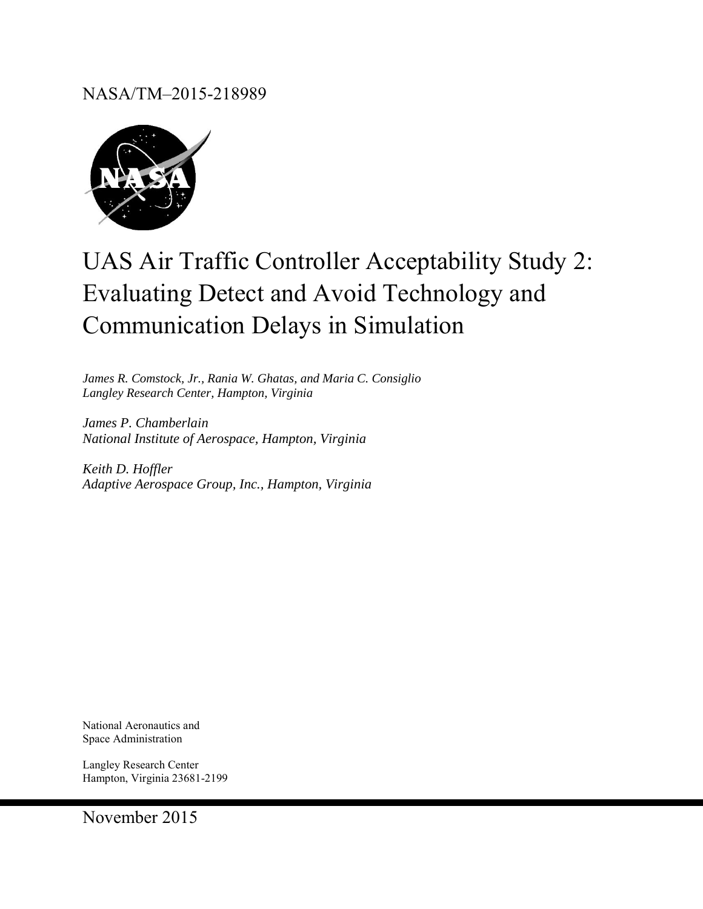NASA/TM–2015-218989

# UAS Air Traffic Controller Acceptability Study 2: Evaluating Detect and Avoid Technology and Communication Delays in Simulation

*James R. Comstock, Jr., Rania W. Ghatas, and Maria C. Consiglio*
*Langley Research Center, Hampton, Virginia*

*James P. Chamberlain*
*National Institute of Aerospace, Hampton, Virginia*

*Keith D. Hoffler*
*Adaptive Aerospace Group, Inc., Hampton, Virginia*

National Aeronautics and
Space Administration

Langley Research Center
Hampton, Virginia 23681-2199

November 2015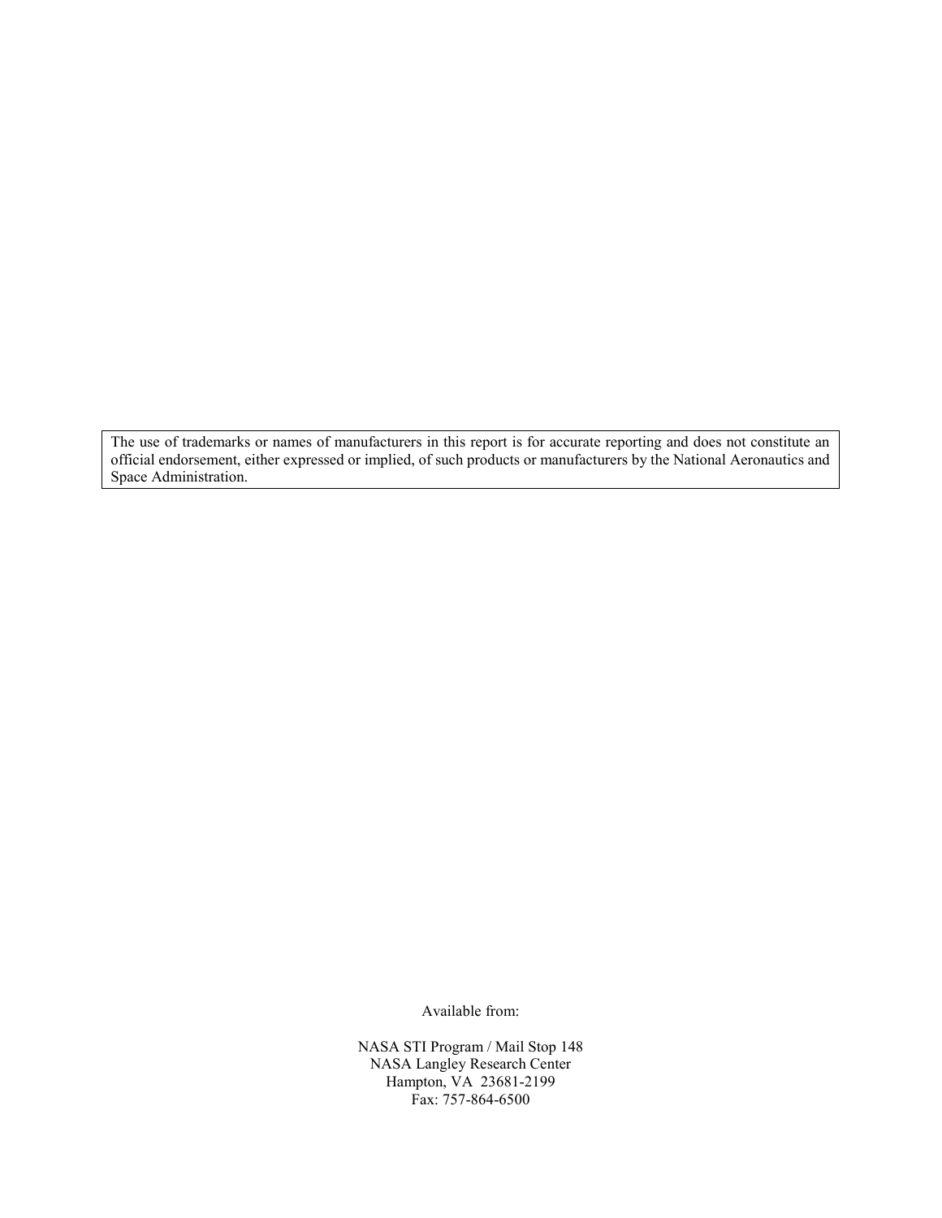The use of trademarks or names of manufacturers in this report is for accurate reporting and does not constitute an official endorsement, either expressed or implied, of such products or manufacturers by the National Aeronautics and Space Administration.

Available from:

NASA STI Program / Mail Stop 148
NASA Langley Research Center
Hampton, VA 23681-2199
Fax: 757-864-6500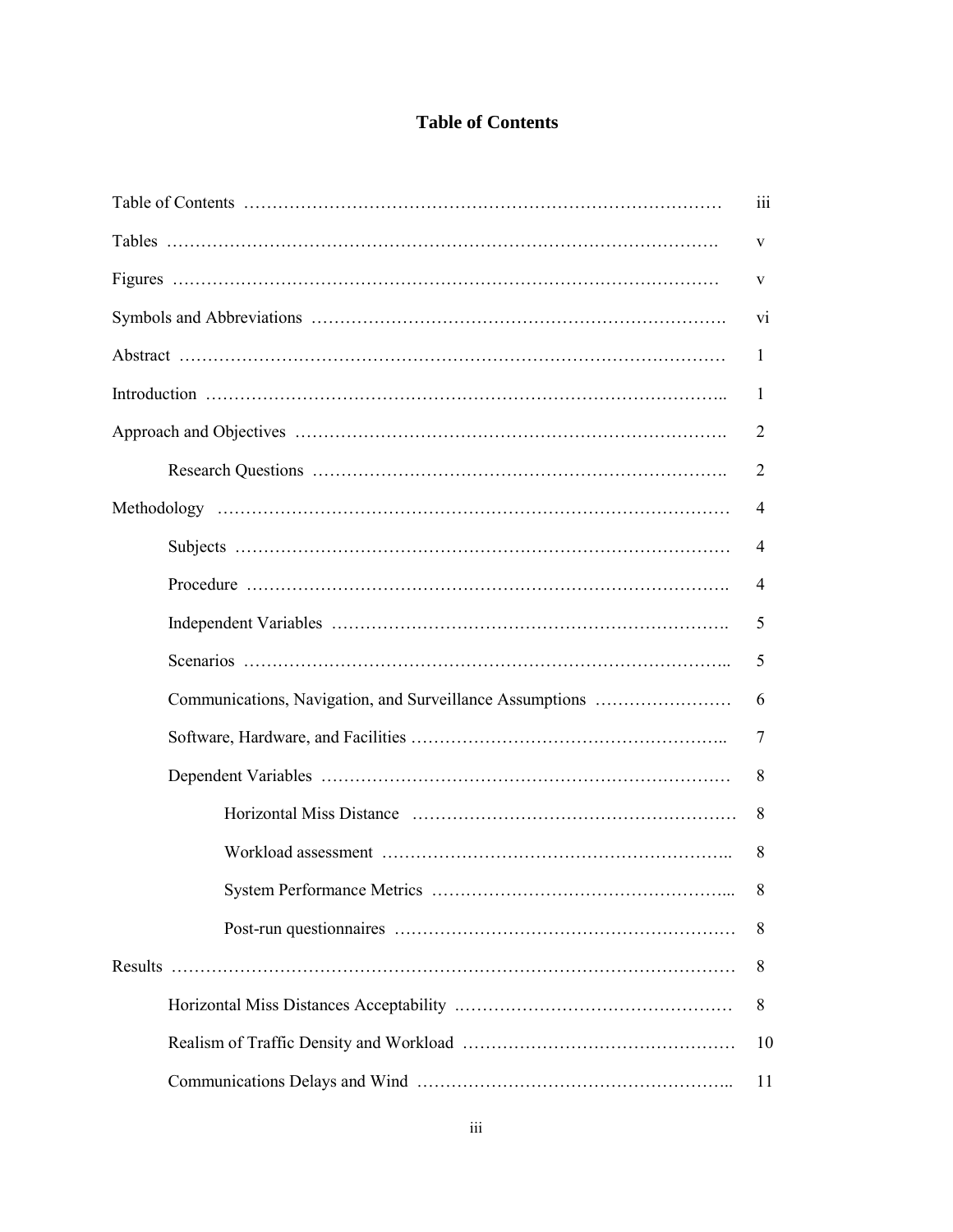# Table of Contents

| | |
|---|---|
| Table of Contents | iii |
| Tables | v |
| Figures | v |
| Symbols and Abbreviations | vi |
| Abstract | 1 |
| Introduction | 1 |
| Approach and Objectives | 2 |
| &emsp;Research Questions | 2 |
| Methodology | 4 |
| &emsp;Subjects | 4 |
| &emsp;Procedure | 4 |
| &emsp;Independent Variables | 5 |
| &emsp;Scenarios | 5 |
| &emsp;Communications, Navigation, and Surveillance Assumptions | 6 |
| &emsp;Software, Hardware, and Facilities | 7 |
| &emsp;Dependent Variables | 8 |
| &emsp;&emsp;Horizontal Miss Distance | 8 |
| &emsp;&emsp;Workload assessment | 8 |
| &emsp;&emsp;System Performance Metrics | 8 |
| &emsp;&emsp;Post-run questionnaires | 8 |
| Results | 8 |
| &emsp;Horizontal Miss Distances Acceptability | 8 |
| &emsp;Realism of Traffic Density and Workload | 10 |
| &emsp;Communications Delays and Wind | 11 |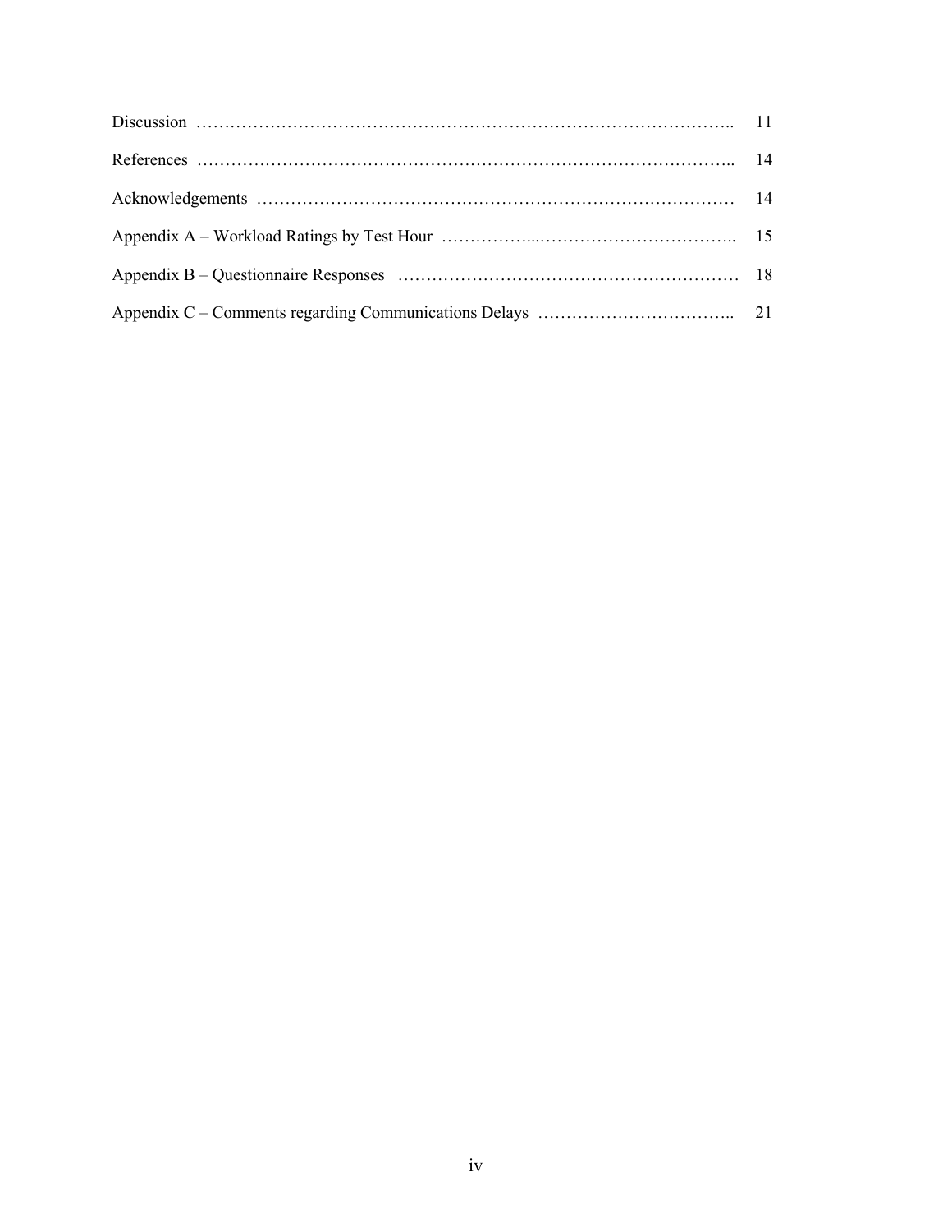Discussion …………………………………………………………………………………….. 11

References …………………………………………………………………………………….. 14

Acknowledgements ………………………………………………………………………… 14

Appendix A – Workload Ratings by Test Hour ……………...…………………………….. 15

Appendix B – Questionnaire Responses ………………………………………………… 18

Appendix C – Comments regarding Communications Delays …………………………….. 21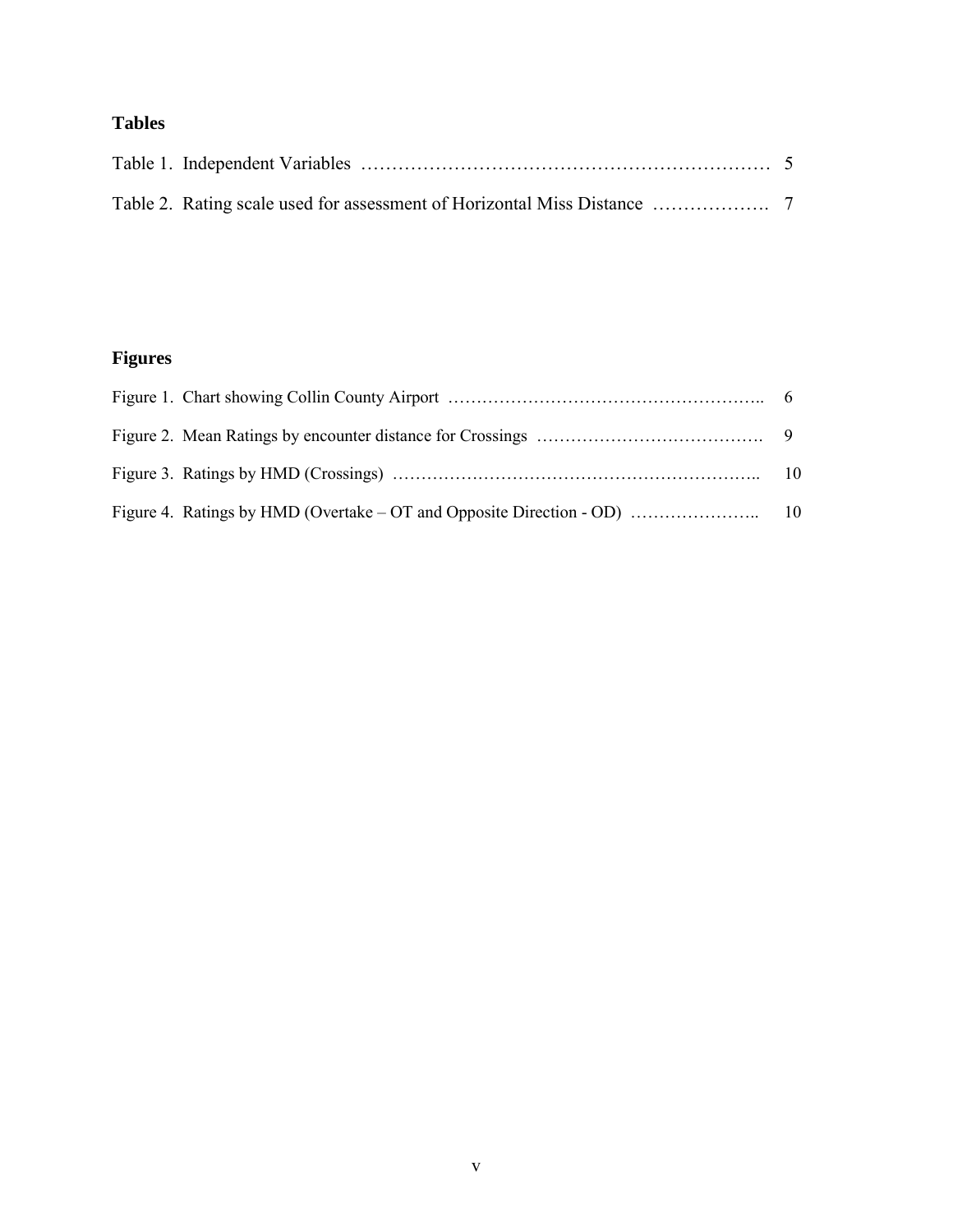## Tables

Table 1. Independent Variables ………………………………………………………… 5

Table 2. Rating scale used for assessment of Horizontal Miss Distance ………………. 7

## Figures

Figure 1. Chart showing Collin County Airport …………………………………………….. 6

Figure 2. Mean Ratings by encounter distance for Crossings …………………………………. 9

Figure 3. Ratings by HMD (Crossings) …………………………………………………….. 10

Figure 4. Ratings by HMD (Overtake – OT and Opposite Direction - OD) ………………….. 10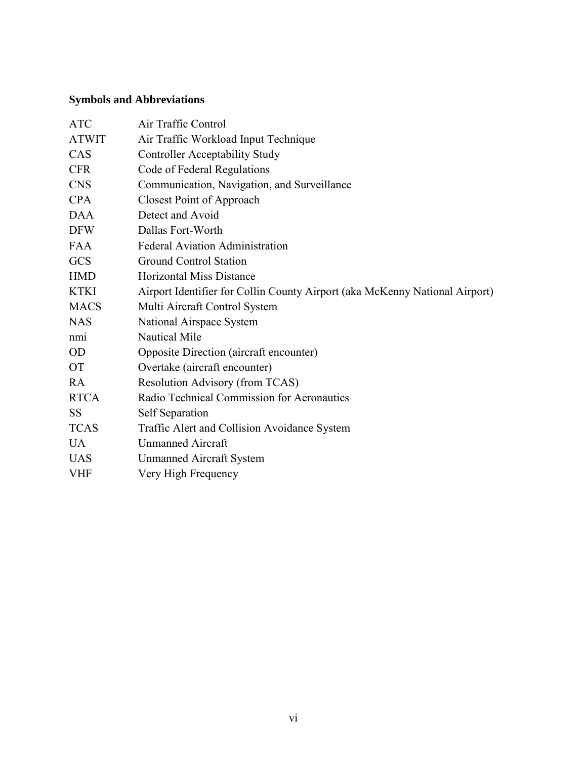## Symbols and Abbreviations

| | |
|---|---|
| ATC | Air Traffic Control |
| ATWIT | Air Traffic Workload Input Technique |
| CAS | Controller Acceptability Study |
| CFR | Code of Federal Regulations |
| CNS | Communication, Navigation, and Surveillance |
| CPA | Closest Point of Approach |
| DAA | Detect and Avoid |
| DFW | Dallas Fort-Worth |
| FAA | Federal Aviation Administration |
| GCS | Ground Control Station |
| HMD | Horizontal Miss Distance |
| KTKI | Airport Identifier for Collin County Airport (aka McKenny National Airport) |
| MACS | Multi Aircraft Control System |
| NAS | National Airspace System |
| nmi | Nautical Mile |
| OD | Opposite Direction (aircraft encounter) |
| OT | Overtake (aircraft encounter) |
| RA | Resolution Advisory (from TCAS) |
| RTCA | Radio Technical Commission for Aeronautics |
| SS | Self Separation |
| TCAS | Traffic Alert and Collision Avoidance System |
| UA | Unmanned Aircraft |
| UAS | Unmanned Aircraft System |
| VHF | Very High Frequency |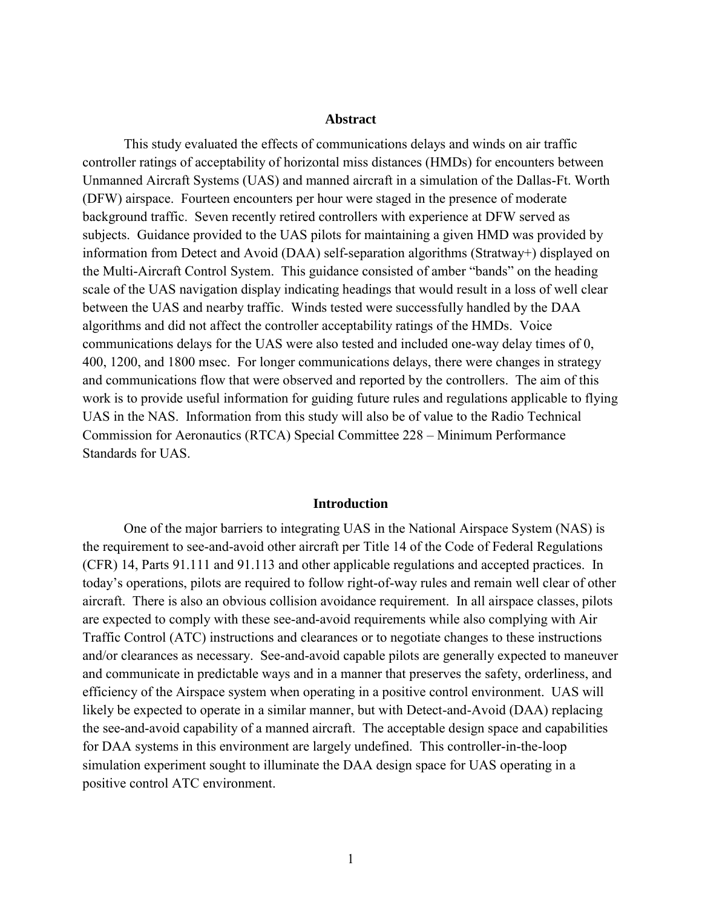## Abstract

This study evaluated the effects of communications delays and winds on air traffic controller ratings of acceptability of horizontal miss distances (HMDs) for encounters between Unmanned Aircraft Systems (UAS) and manned aircraft in a simulation of the Dallas-Ft. Worth (DFW) airspace. Fourteen encounters per hour were staged in the presence of moderate background traffic. Seven recently retired controllers with experience at DFW served as subjects. Guidance provided to the UAS pilots for maintaining a given HMD was provided by information from Detect and Avoid (DAA) self-separation algorithms (Stratway+) displayed on the Multi-Aircraft Control System. This guidance consisted of amber "bands" on the heading scale of the UAS navigation display indicating headings that would result in a loss of well clear between the UAS and nearby traffic. Winds tested were successfully handled by the DAA algorithms and did not affect the controller acceptability ratings of the HMDs. Voice communications delays for the UAS were also tested and included one-way delay times of 0, 400, 1200, and 1800 msec. For longer communications delays, there were changes in strategy and communications flow that were observed and reported by the controllers. The aim of this work is to provide useful information for guiding future rules and regulations applicable to flying UAS in the NAS. Information from this study will also be of value to the Radio Technical Commission for Aeronautics (RTCA) Special Committee 228 – Minimum Performance Standards for UAS.

## Introduction

One of the major barriers to integrating UAS in the National Airspace System (NAS) is the requirement to see-and-avoid other aircraft per Title 14 of the Code of Federal Regulations (CFR) 14, Parts 91.111 and 91.113 and other applicable regulations and accepted practices. In today's operations, pilots are required to follow right-of-way rules and remain well clear of other aircraft. There is also an obvious collision avoidance requirement. In all airspace classes, pilots are expected to comply with these see-and-avoid requirements while also complying with Air Traffic Control (ATC) instructions and clearances or to negotiate changes to these instructions and/or clearances as necessary. See-and-avoid capable pilots are generally expected to maneuver and communicate in predictable ways and in a manner that preserves the safety, orderliness, and efficiency of the Airspace system when operating in a positive control environment. UAS will likely be expected to operate in a similar manner, but with Detect-and-Avoid (DAA) replacing the see-and-avoid capability of a manned aircraft. The acceptable design space and capabilities for DAA systems in this environment are largely undefined. This controller-in-the-loop simulation experiment sought to illuminate the DAA design space for UAS operating in a positive control ATC environment.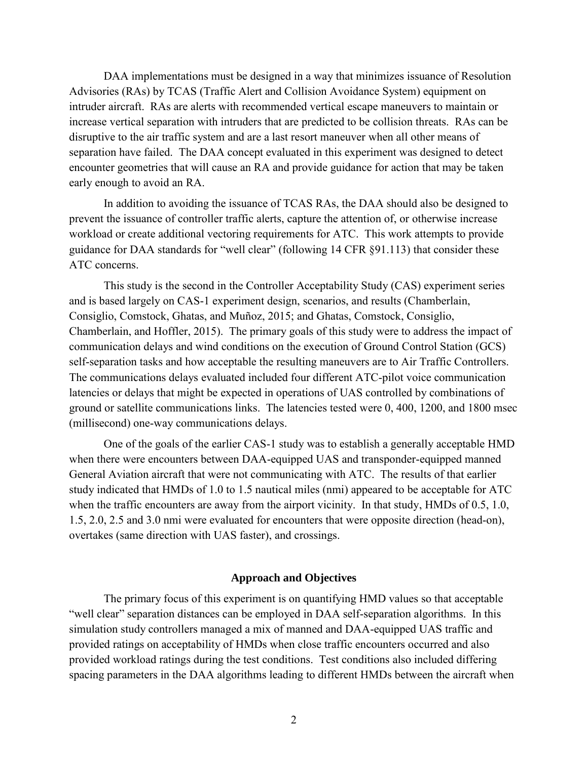DAA implementations must be designed in a way that minimizes issuance of Resolution Advisories (RAs) by TCAS (Traffic Alert and Collision Avoidance System) equipment on intruder aircraft. RAs are alerts with recommended vertical escape maneuvers to maintain or increase vertical separation with intruders that are predicted to be collision threats. RAs can be disruptive to the air traffic system and are a last resort maneuver when all other means of separation have failed. The DAA concept evaluated in this experiment was designed to detect encounter geometries that will cause an RA and provide guidance for action that may be taken early enough to avoid an RA.

In addition to avoiding the issuance of TCAS RAs, the DAA should also be designed to prevent the issuance of controller traffic alerts, capture the attention of, or otherwise increase workload or create additional vectoring requirements for ATC. This work attempts to provide guidance for DAA standards for "well clear" (following 14 CFR §91.113) that consider these ATC concerns.

This study is the second in the Controller Acceptability Study (CAS) experiment series and is based largely on CAS-1 experiment design, scenarios, and results (Chamberlain, Consiglio, Comstock, Ghatas, and Muñoz, 2015; and Ghatas, Comstock, Consiglio, Chamberlain, and Hoffler, 2015). The primary goals of this study were to address the impact of communication delays and wind conditions on the execution of Ground Control Station (GCS) self-separation tasks and how acceptable the resulting maneuvers are to Air Traffic Controllers. The communications delays evaluated included four different ATC-pilot voice communication latencies or delays that might be expected in operations of UAS controlled by combinations of ground or satellite communications links. The latencies tested were 0, 400, 1200, and 1800 msec (millisecond) one-way communications delays.

One of the goals of the earlier CAS-1 study was to establish a generally acceptable HMD when there were encounters between DAA-equipped UAS and transponder-equipped manned General Aviation aircraft that were not communicating with ATC. The results of that earlier study indicated that HMDs of 1.0 to 1.5 nautical miles (nmi) appeared to be acceptable for ATC when the traffic encounters are away from the airport vicinity. In that study, HMDs of 0.5, 1.0, 1.5, 2.0, 2.5 and 3.0 nmi were evaluated for encounters that were opposite direction (head-on), overtakes (same direction with UAS faster), and crossings.

## Approach and Objectives

The primary focus of this experiment is on quantifying HMD values so that acceptable "well clear" separation distances can be employed in DAA self-separation algorithms. In this simulation study controllers managed a mix of manned and DAA-equipped UAS traffic and provided ratings on acceptability of HMDs when close traffic encounters occurred and also provided workload ratings during the test conditions. Test conditions also included differing spacing parameters in the DAA algorithms leading to different HMDs between the aircraft when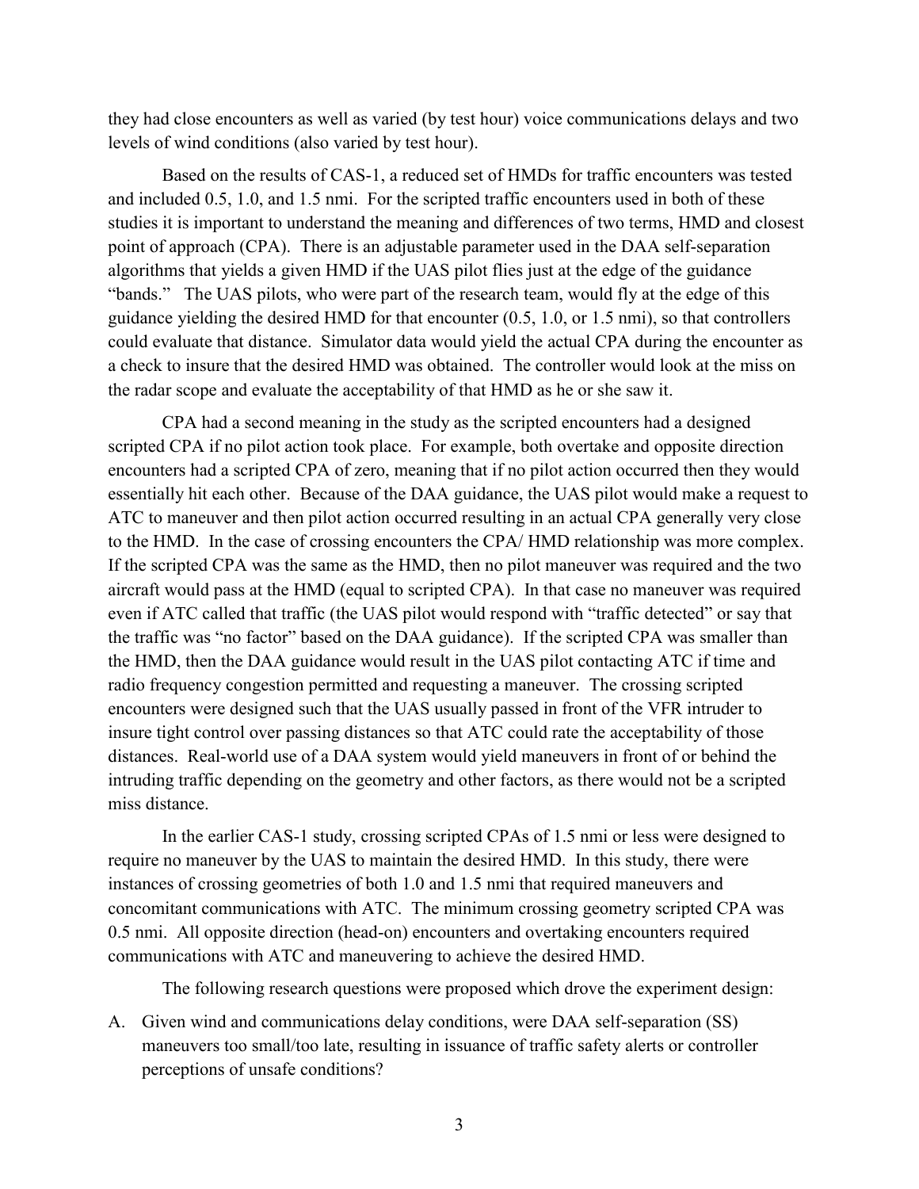they had close encounters as well as varied (by test hour) voice communications delays and two levels of wind conditions (also varied by test hour).

Based on the results of CAS-1, a reduced set of HMDs for traffic encounters was tested and included 0.5, 1.0, and 1.5 nmi. For the scripted traffic encounters used in both of these studies it is important to understand the meaning and differences of two terms, HMD and closest point of approach (CPA). There is an adjustable parameter used in the DAA self-separation algorithms that yields a given HMD if the UAS pilot flies just at the edge of the guidance "bands." The UAS pilots, who were part of the research team, would fly at the edge of this guidance yielding the desired HMD for that encounter (0.5, 1.0, or 1.5 nmi), so that controllers could evaluate that distance. Simulator data would yield the actual CPA during the encounter as a check to insure that the desired HMD was obtained. The controller would look at the miss on the radar scope and evaluate the acceptability of that HMD as he or she saw it.

CPA had a second meaning in the study as the scripted encounters had a designed scripted CPA if no pilot action took place. For example, both overtake and opposite direction encounters had a scripted CPA of zero, meaning that if no pilot action occurred then they would essentially hit each other. Because of the DAA guidance, the UAS pilot would make a request to ATC to maneuver and then pilot action occurred resulting in an actual CPA generally very close to the HMD. In the case of crossing encounters the CPA/ HMD relationship was more complex. If the scripted CPA was the same as the HMD, then no pilot maneuver was required and the two aircraft would pass at the HMD (equal to scripted CPA). In that case no maneuver was required even if ATC called that traffic (the UAS pilot would respond with "traffic detected" or say that the traffic was "no factor" based on the DAA guidance). If the scripted CPA was smaller than the HMD, then the DAA guidance would result in the UAS pilot contacting ATC if time and radio frequency congestion permitted and requesting a maneuver. The crossing scripted encounters were designed such that the UAS usually passed in front of the VFR intruder to insure tight control over passing distances so that ATC could rate the acceptability of those distances. Real-world use of a DAA system would yield maneuvers in front of or behind the intruding traffic depending on the geometry and other factors, as there would not be a scripted miss distance.

In the earlier CAS-1 study, crossing scripted CPAs of 1.5 nmi or less were designed to require no maneuver by the UAS to maintain the desired HMD. In this study, there were instances of crossing geometries of both 1.0 and 1.5 nmi that required maneuvers and concomitant communications with ATC. The minimum crossing geometry scripted CPA was 0.5 nmi. All opposite direction (head-on) encounters and overtaking encounters required communications with ATC and maneuvering to achieve the desired HMD.

The following research questions were proposed which drove the experiment design:

A. Given wind and communications delay conditions, were DAA self-separation (SS) maneuvers too small/too late, resulting in issuance of traffic safety alerts or controller perceptions of unsafe conditions?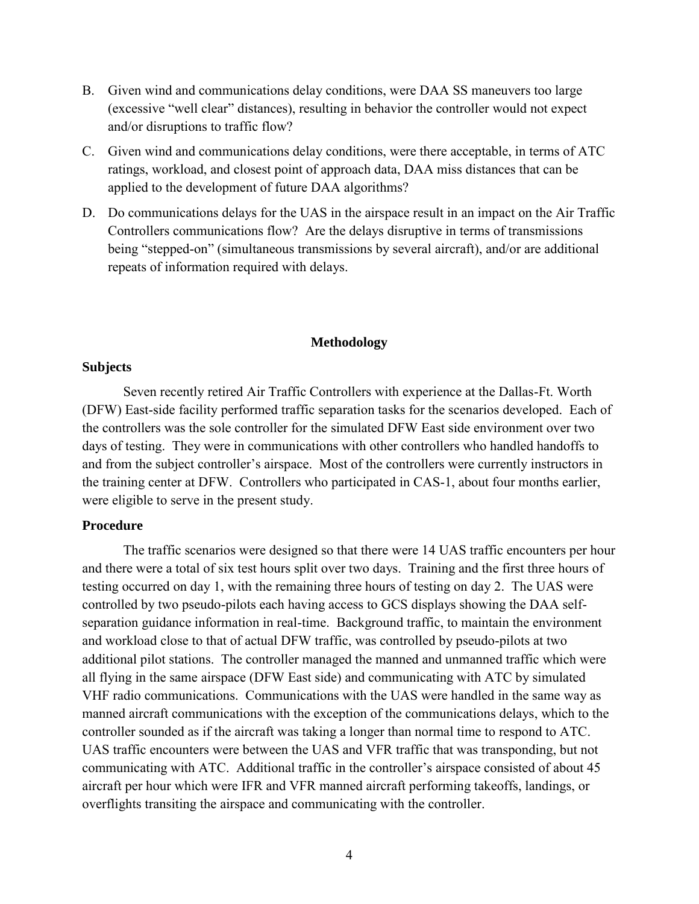B. Given wind and communications delay conditions, were DAA SS maneuvers too large (excessive "well clear" distances), resulting in behavior the controller would not expect and/or disruptions to traffic flow?

C. Given wind and communications delay conditions, were there acceptable, in terms of ATC ratings, workload, and closest point of approach data, DAA miss distances that can be applied to the development of future DAA algorithms?

D. Do communications delays for the UAS in the airspace result in an impact on the Air Traffic Controllers communications flow? Are the delays disruptive in terms of transmissions being "stepped-on" (simultaneous transmissions by several aircraft), and/or are additional repeats of information required with delays.

## Methodology

### Subjects

Seven recently retired Air Traffic Controllers with experience at the Dallas-Ft. Worth (DFW) East-side facility performed traffic separation tasks for the scenarios developed. Each of the controllers was the sole controller for the simulated DFW East side environment over two days of testing. They were in communications with other controllers who handled handoffs to and from the subject controller's airspace. Most of the controllers were currently instructors in the training center at DFW. Controllers who participated in CAS-1, about four months earlier, were eligible to serve in the present study.

### Procedure

The traffic scenarios were designed so that there were 14 UAS traffic encounters per hour and there were a total of six test hours split over two days. Training and the first three hours of testing occurred on day 1, with the remaining three hours of testing on day 2. The UAS were controlled by two pseudo-pilots each having access to GCS displays showing the DAA self-separation guidance information in real-time. Background traffic, to maintain the environment and workload close to that of actual DFW traffic, was controlled by pseudo-pilots at two additional pilot stations. The controller managed the manned and unmanned traffic which were all flying in the same airspace (DFW East side) and communicating with ATC by simulated VHF radio communications. Communications with the UAS were handled in the same way as manned aircraft communications with the exception of the communications delays, which to the controller sounded as if the aircraft was taking a longer than normal time to respond to ATC. UAS traffic encounters were between the UAS and VFR traffic that was transponding, but not communicating with ATC. Additional traffic in the controller's airspace consisted of about 45 aircraft per hour which were IFR and VFR manned aircraft performing takeoffs, landings, or overflights transiting the airspace and communicating with the controller.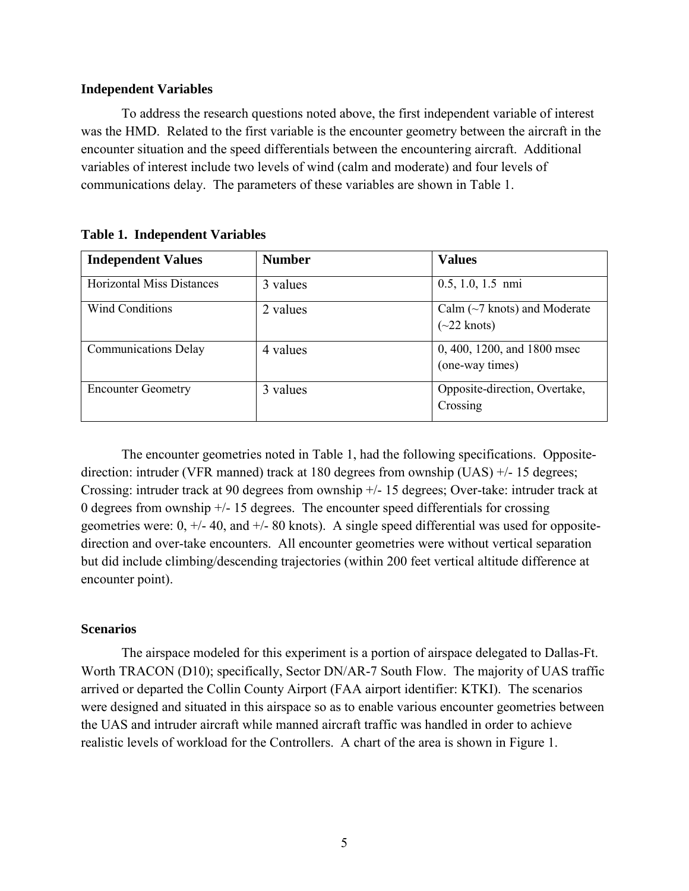**Independent Variables**

To address the research questions noted above, the first independent variable of interest was the HMD. Related to the first variable is the encounter geometry between the aircraft in the encounter situation and the speed differentials between the encountering aircraft. Additional variables of interest include two levels of wind (calm and moderate) and four levels of communications delay. The parameters of these variables are shown in Table 1.

**Table 1. Independent Variables**

| Independent Values | Number | Values |
|---|---|---|
| Horizontal Miss Distances | 3 values | 0.5, 1.0, 1.5 nmi |
| Wind Conditions | 2 values | Calm (~7 knots) and Moderate (~22 knots) |
| Communications Delay | 4 values | 0, 400, 1200, and 1800 msec (one-way times) |
| Encounter Geometry | 3 values | Opposite-direction, Overtake, Crossing |

The encounter geometries noted in Table 1, had the following specifications. Opposite-direction: intruder (VFR manned) track at 180 degrees from ownship (UAS) +/- 15 degrees; Crossing: intruder track at 90 degrees from ownship +/- 15 degrees; Over-take: intruder track at 0 degrees from ownship +/- 15 degrees. The encounter speed differentials for crossing geometries were: 0, +/- 40, and +/- 80 knots). A single speed differential was used for opposite-direction and over-take encounters. All encounter geometries were without vertical separation but did include climbing/descending trajectories (within 200 feet vertical altitude difference at encounter point).

**Scenarios**

The airspace modeled for this experiment is a portion of airspace delegated to Dallas-Ft. Worth TRACON (D10); specifically, Sector DN/AR-7 South Flow. The majority of UAS traffic arrived or departed the Collin County Airport (FAA airport identifier: KTKI). The scenarios were designed and situated in this airspace so as to enable various encounter geometries between the UAS and intruder aircraft while manned aircraft traffic was handled in order to achieve realistic levels of workload for the Controllers. A chart of the area is shown in Figure 1.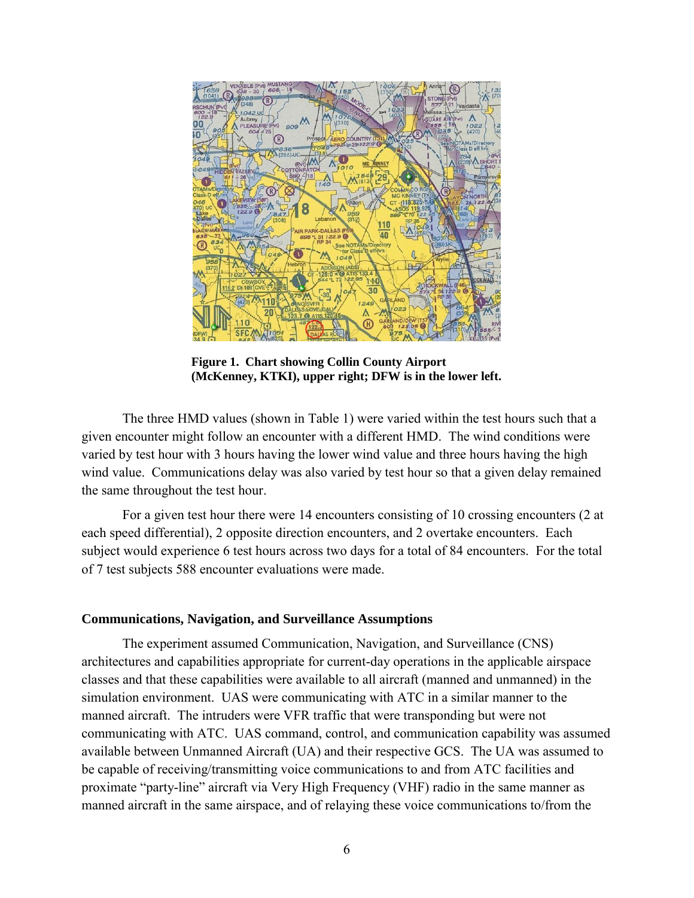**Figure 1. Chart showing Collin County Airport (McKenney, KTKI), upper right; DFW is in the lower left.**

The three HMD values (shown in Table 1) were varied within the test hours such that a given encounter might follow an encounter with a different HMD. The wind conditions were varied by test hour with 3 hours having the lower wind value and three hours having the high wind value. Communications delay was also varied by test hour so that a given delay remained the same throughout the test hour.

For a given test hour there were 14 encounters consisting of 10 crossing encounters (2 at each speed differential), 2 opposite direction encounters, and 2 overtake encounters. Each subject would experience 6 test hours across two days for a total of 84 encounters. For the total of 7 test subjects 588 encounter evaluations were made.

### Communications, Navigation, and Surveillance Assumptions

The experiment assumed Communication, Navigation, and Surveillance (CNS) architectures and capabilities appropriate for current-day operations in the applicable airspace classes and that these capabilities were available to all aircraft (manned and unmanned) in the simulation environment. UAS were communicating with ATC in a similar manner to the manned aircraft. The intruders were VFR traffic that were transponding but were not communicating with ATC. UAS command, control, and communication capability was assumed available between Unmanned Aircraft (UA) and their respective GCS. The UA was assumed to be capable of receiving/transmitting voice communications to and from ATC facilities and proximate "party-line" aircraft via Very High Frequency (VHF) radio in the same manner as manned aircraft in the same airspace, and of relaying these voice communications to/from the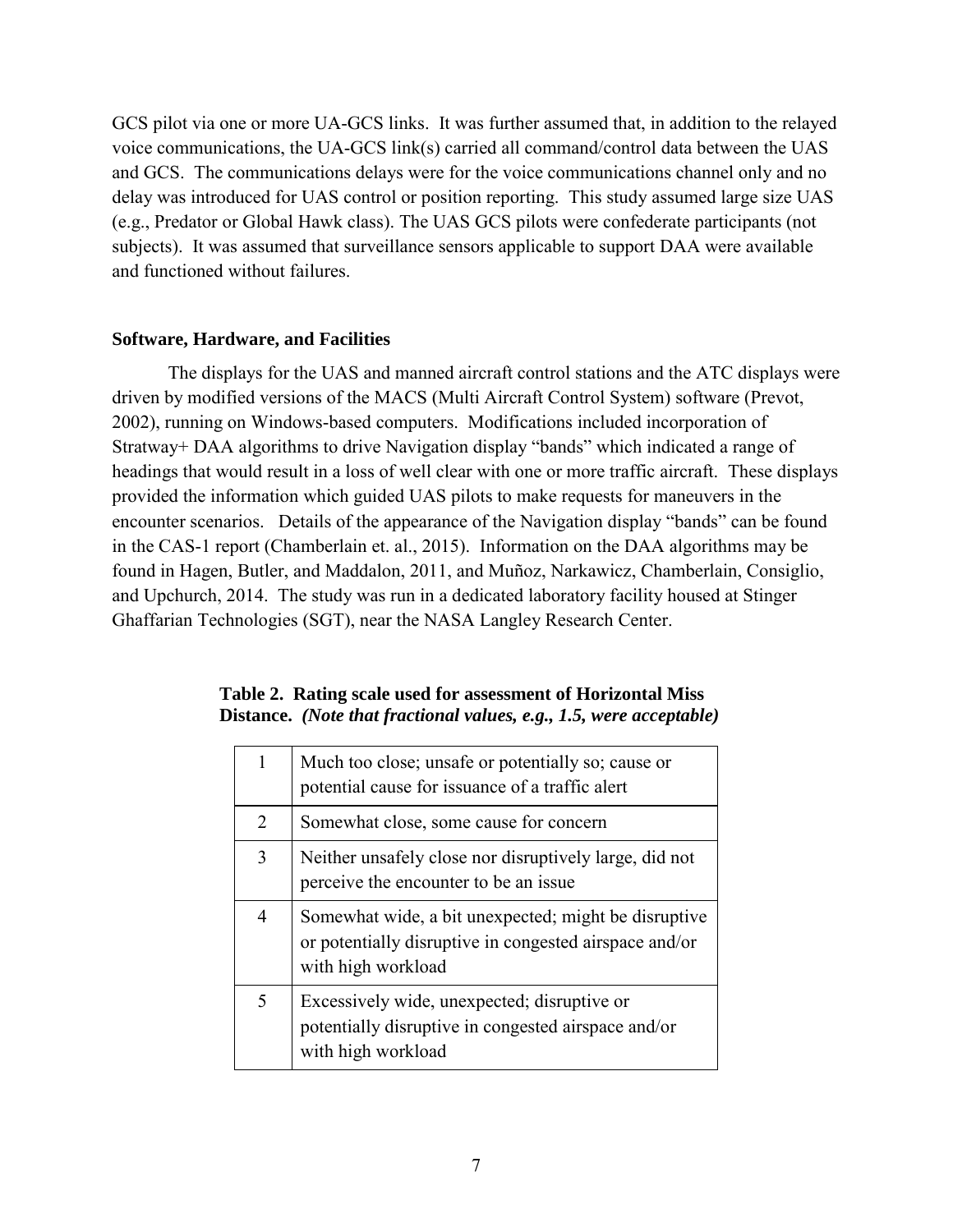GCS pilot via one or more UA-GCS links. It was further assumed that, in addition to the relayed voice communications, the UA-GCS link(s) carried all command/control data between the UAS and GCS. The communications delays were for the voice communications channel only and no delay was introduced for UAS control or position reporting. This study assumed large size UAS (e.g., Predator or Global Hawk class). The UAS GCS pilots were confederate participants (not subjects). It was assumed that surveillance sensors applicable to support DAA were available and functioned without failures.

**Software, Hardware, and Facilities**

The displays for the UAS and manned aircraft control stations and the ATC displays were driven by modified versions of the MACS (Multi Aircraft Control System) software (Prevot, 2002), running on Windows-based computers. Modifications included incorporation of Stratway+ DAA algorithms to drive Navigation display "bands" which indicated a range of headings that would result in a loss of well clear with one or more traffic aircraft. These displays provided the information which guided UAS pilots to make requests for maneuvers in the encounter scenarios. Details of the appearance of the Navigation display "bands" can be found in the CAS-1 report (Chamberlain et. al., 2015). Information on the DAA algorithms may be found in Hagen, Butler, and Maddalon, 2011, and Muñoz, Narkawicz, Chamberlain, Consiglio, and Upchurch, 2014. The study was run in a dedicated laboratory facility housed at Stinger Ghaffarian Technologies (SGT), near the NASA Langley Research Center.

**Table 2. Rating scale used for assessment of Horizontal Miss Distance.** ***(Note that fractional values, e.g., 1.5, were acceptable)***

| | |
|---|---|
| 1 | Much too close; unsafe or potentially so; cause or potential cause for issuance of a traffic alert |
| 2 | Somewhat close, some cause for concern |
| 3 | Neither unsafely close nor disruptively large, did not perceive the encounter to be an issue |
| 4 | Somewhat wide, a bit unexpected; might be disruptive or potentially disruptive in congested airspace and/or with high workload |
| 5 | Excessively wide, unexpected; disruptive or potentially disruptive in congested airspace and/or with high workload |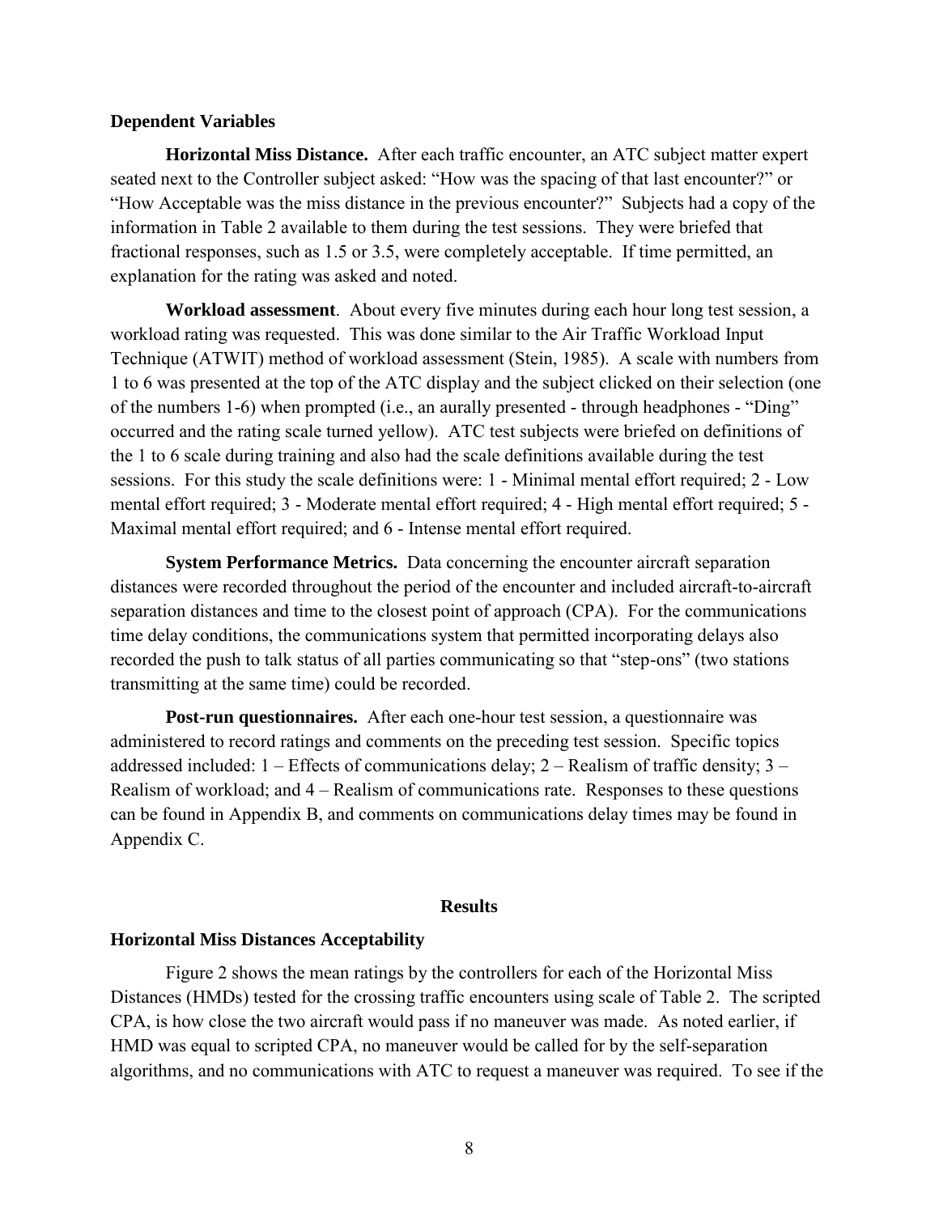### Dependent Variables

**Horizontal Miss Distance.** After each traffic encounter, an ATC subject matter expert seated next to the Controller subject asked: "How was the spacing of that last encounter?" or "How Acceptable was the miss distance in the previous encounter?" Subjects had a copy of the information in Table 2 available to them during the test sessions. They were briefed that fractional responses, such as 1.5 or 3.5, were completely acceptable. If time permitted, an explanation for the rating was asked and noted.

**Workload assessment**. About every five minutes during each hour long test session, a workload rating was requested. This was done similar to the Air Traffic Workload Input Technique (ATWIT) method of workload assessment (Stein, 1985). A scale with numbers from 1 to 6 was presented at the top of the ATC display and the subject clicked on their selection (one of the numbers 1-6) when prompted (i.e., an aurally presented - through headphones - "Ding" occurred and the rating scale turned yellow). ATC test subjects were briefed on definitions of the 1 to 6 scale during training and also had the scale definitions available during the test sessions. For this study the scale definitions were: 1 - Minimal mental effort required; 2 - Low mental effort required; 3 - Moderate mental effort required; 4 - High mental effort required; 5 - Maximal mental effort required; and 6 - Intense mental effort required.

**System Performance Metrics.** Data concerning the encounter aircraft separation distances were recorded throughout the period of the encounter and included aircraft-to-aircraft separation distances and time to the closest point of approach (CPA). For the communications time delay conditions, the communications system that permitted incorporating delays also recorded the push to talk status of all parties communicating so that "step-ons" (two stations transmitting at the same time) could be recorded.

**Post-run questionnaires.** After each one-hour test session, a questionnaire was administered to record ratings and comments on the preceding test session. Specific topics addressed included: 1 – Effects of communications delay; 2 – Realism of traffic density; 3 – Realism of workload; and 4 – Realism of communications rate. Responses to these questions can be found in Appendix B, and comments on communications delay times may be found in Appendix C.

## Results

### Horizontal Miss Distances Acceptability

Figure 2 shows the mean ratings by the controllers for each of the Horizontal Miss Distances (HMDs) tested for the crossing traffic encounters using scale of Table 2. The scripted CPA, is how close the two aircraft would pass if no maneuver was made. As noted earlier, if HMD was equal to scripted CPA, no maneuver would be called for by the self-separation algorithms, and no communications with ATC to request a maneuver was required. To see if the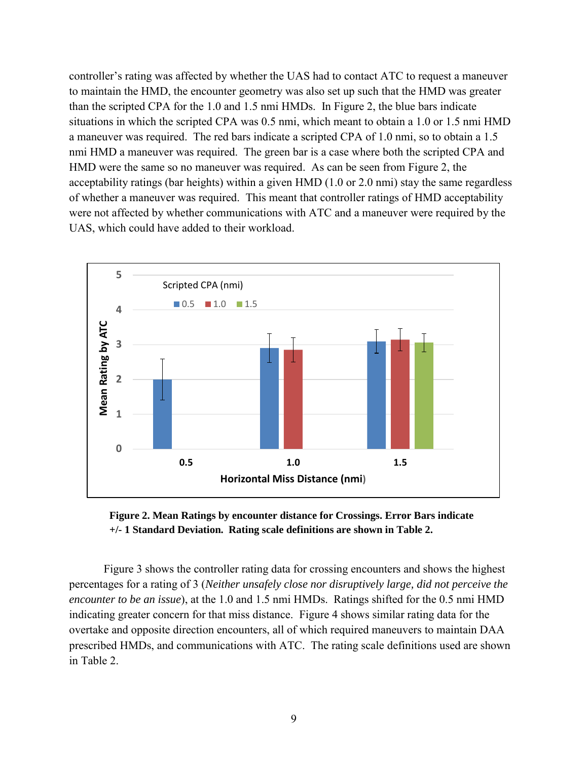controller's rating was affected by whether the UAS had to contact ATC to request a maneuver to maintain the HMD, the encounter geometry was also set up such that the HMD was greater than the scripted CPA for the 1.0 and 1.5 nmi HMDs. In Figure 2, the blue bars indicate situations in which the scripted CPA was 0.5 nmi, which meant to obtain a 1.0 or 1.5 nmi HMD a maneuver was required. The red bars indicate a scripted CPA of 1.0 nmi, so to obtain a 1.5 nmi HMD a maneuver was required. The green bar is a case where both the scripted CPA and HMD were the same so no maneuver was required. As can be seen from Figure 2, the acceptability ratings (bar heights) within a given HMD (1.0 or 2.0 nmi) stay the same regardless of whether a maneuver was required. This meant that controller ratings of HMD acceptability were not affected by whether communications with ATC and a maneuver were required by the UAS, which could have added to their workload.

**Figure 2. Mean Ratings by encounter distance for Crossings. Error Bars indicate +/- 1 Standard Deviation. Rating scale definitions are shown in Table 2.**

Figure 3 shows the controller rating data for crossing encounters and shows the highest percentages for a rating of 3 (*Neither unsafely close nor disruptively large, did not perceive the encounter to be an issue*), at the 1.0 and 1.5 nmi HMDs. Ratings shifted for the 0.5 nmi HMD indicating greater concern for that miss distance. Figure 4 shows similar rating data for the overtake and opposite direction encounters, all of which required maneuvers to maintain DAA prescribed HMDs, and communications with ATC. The rating scale definitions used are shown in Table 2.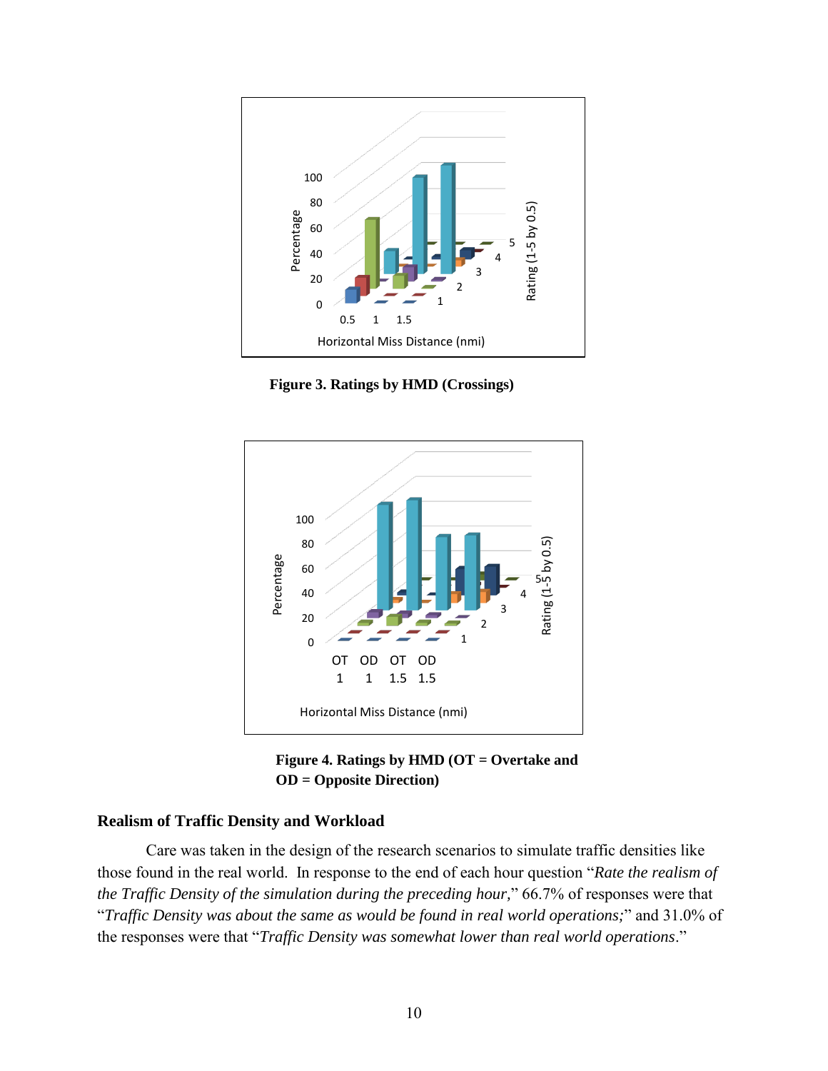Figure 3. Ratings by HMD (Crossings)

Figure 4. Ratings by HMD (OT = Overtake and OD = Opposite Direction)

### Realism of Traffic Density and Workload

Care was taken in the design of the research scenarios to simulate traffic densities like those found in the real world. In response to the end of each hour question "*Rate the realism of the Traffic Density of the simulation during the preceding hour,*" 66.7% of responses were that "*Traffic Density was about the same as would be found in real world operations;*" and 31.0% of the responses were that "*Traffic Density was somewhat lower than real world operations*."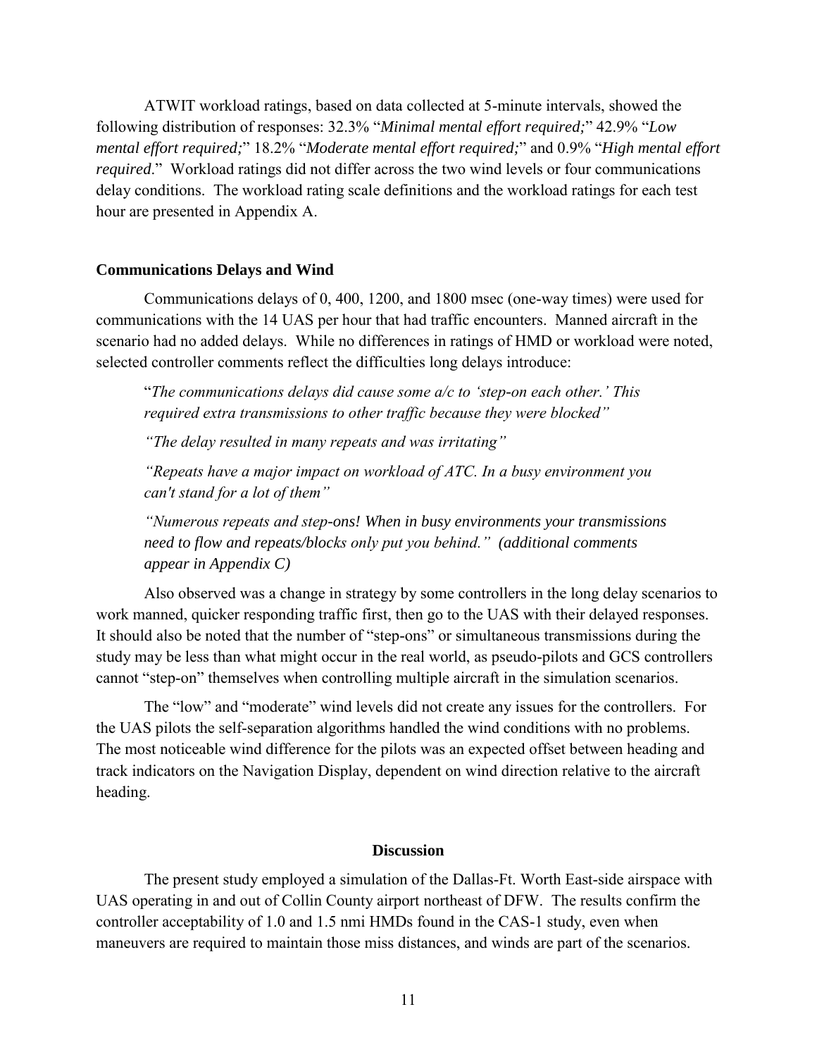ATWIT workload ratings, based on data collected at 5-minute intervals, showed the following distribution of responses: 32.3% "*Minimal mental effort required;*" 42.9% "*Low mental effort required;*" 18.2% "*Moderate mental effort required;*" and 0.9% "*High mental effort required*." Workload ratings did not differ across the two wind levels or four communications delay conditions. The workload rating scale definitions and the workload ratings for each test hour are presented in Appendix A.

### Communications Delays and Wind

Communications delays of 0, 400, 1200, and 1800 msec (one-way times) were used for communications with the 14 UAS per hour that had traffic encounters. Manned aircraft in the scenario had no added delays. While no differences in ratings of HMD or workload were noted, selected controller comments reflect the difficulties long delays introduce:

> "*The communications delays did cause some a/c to 'step-on each other.' This required extra transmissions to other traffic because they were blocked*"
>
> *"The delay resulted in many repeats and was irritating"*
>
> *"Repeats have a major impact on workload of ATC. In a busy environment you can't stand for a lot of them"*
>
> *"Numerous repeats and step-ons! When in busy environments your transmissions need to flow and repeats/blocks only put you behind." (additional comments appear in Appendix C)*

Also observed was a change in strategy by some controllers in the long delay scenarios to work manned, quicker responding traffic first, then go to the UAS with their delayed responses. It should also be noted that the number of "step-ons" or simultaneous transmissions during the study may be less than what might occur in the real world, as pseudo-pilots and GCS controllers cannot "step-on" themselves when controlling multiple aircraft in the simulation scenarios.

The "low" and "moderate" wind levels did not create any issues for the controllers. For the UAS pilots the self-separation algorithms handled the wind conditions with no problems. The most noticeable wind difference for the pilots was an expected offset between heading and track indicators on the Navigation Display, dependent on wind direction relative to the aircraft heading.

## Discussion

The present study employed a simulation of the Dallas-Ft. Worth East-side airspace with UAS operating in and out of Collin County airport northeast of DFW. The results confirm the controller acceptability of 1.0 and 1.5 nmi HMDs found in the CAS-1 study, even when maneuvers are required to maintain those miss distances, and winds are part of the scenarios.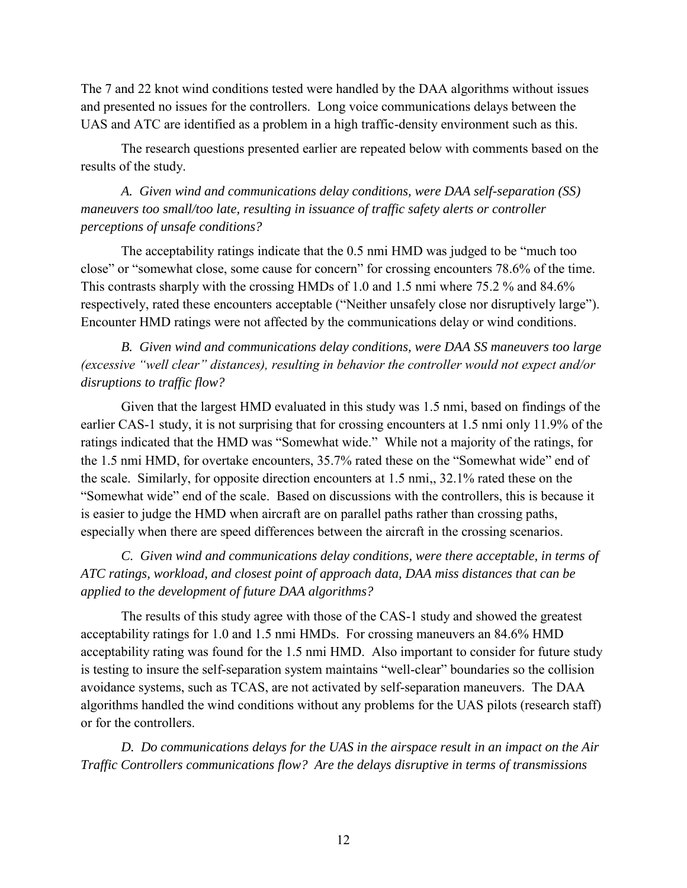The 7 and 22 knot wind conditions tested were handled by the DAA algorithms without issues and presented no issues for the controllers. Long voice communications delays between the UAS and ATC are identified as a problem in a high traffic-density environment such as this.

The research questions presented earlier are repeated below with comments based on the results of the study.

*A. Given wind and communications delay conditions, were DAA self-separation (SS) maneuvers too small/too late, resulting in issuance of traffic safety alerts or controller perceptions of unsafe conditions?*

The acceptability ratings indicate that the 0.5 nmi HMD was judged to be "much too close" or "somewhat close, some cause for concern" for crossing encounters 78.6% of the time. This contrasts sharply with the crossing HMDs of 1.0 and 1.5 nmi where 75.2 % and 84.6% respectively, rated these encounters acceptable ("Neither unsafely close nor disruptively large"). Encounter HMD ratings were not affected by the communications delay or wind conditions.

*B. Given wind and communications delay conditions, were DAA SS maneuvers too large (excessive "well clear" distances), resulting in behavior the controller would not expect and/or disruptions to traffic flow?*

Given that the largest HMD evaluated in this study was 1.5 nmi, based on findings of the earlier CAS-1 study, it is not surprising that for crossing encounters at 1.5 nmi only 11.9% of the ratings indicated that the HMD was "Somewhat wide." While not a majority of the ratings, for the 1.5 nmi HMD, for overtake encounters, 35.7% rated these on the "Somewhat wide" end of the scale. Similarly, for opposite direction encounters at 1.5 nmi,, 32.1% rated these on the "Somewhat wide" end of the scale. Based on discussions with the controllers, this is because it is easier to judge the HMD when aircraft are on parallel paths rather than crossing paths, especially when there are speed differences between the aircraft in the crossing scenarios.

*C. Given wind and communications delay conditions, were there acceptable, in terms of ATC ratings, workload, and closest point of approach data, DAA miss distances that can be applied to the development of future DAA algorithms?*

The results of this study agree with those of the CAS-1 study and showed the greatest acceptability ratings for 1.0 and 1.5 nmi HMDs. For crossing maneuvers an 84.6% HMD acceptability rating was found for the 1.5 nmi HMD. Also important to consider for future study is testing to insure the self-separation system maintains "well-clear" boundaries so the collision avoidance systems, such as TCAS, are not activated by self-separation maneuvers. The DAA algorithms handled the wind conditions without any problems for the UAS pilots (research staff) or for the controllers.

*D. Do communications delays for the UAS in the airspace result in an impact on the Air Traffic Controllers communications flow? Are the delays disruptive in terms of transmissions*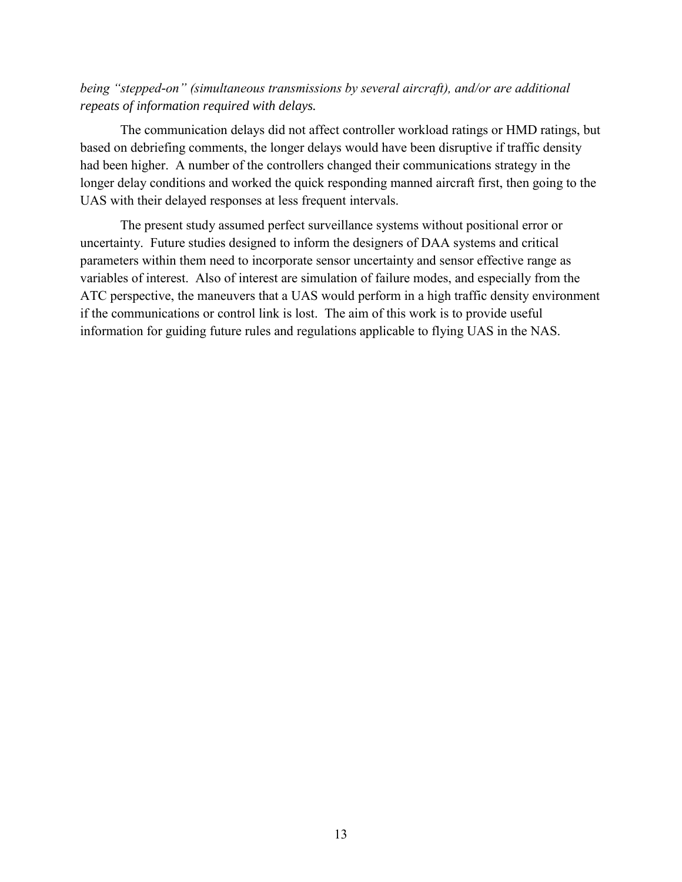*being "stepped-on" (simultaneous transmissions by several aircraft), and/or are additional repeats of information required with delays.*

The communication delays did not affect controller workload ratings or HMD ratings, but based on debriefing comments, the longer delays would have been disruptive if traffic density had been higher. A number of the controllers changed their communications strategy in the longer delay conditions and worked the quick responding manned aircraft first, then going to the UAS with their delayed responses at less frequent intervals.

The present study assumed perfect surveillance systems without positional error or uncertainty. Future studies designed to inform the designers of DAA systems and critical parameters within them need to incorporate sensor uncertainty and sensor effective range as variables of interest. Also of interest are simulation of failure modes, and especially from the ATC perspective, the maneuvers that a UAS would perform in a high traffic density environment if the communications or control link is lost. The aim of this work is to provide useful information for guiding future rules and regulations applicable to flying UAS in the NAS.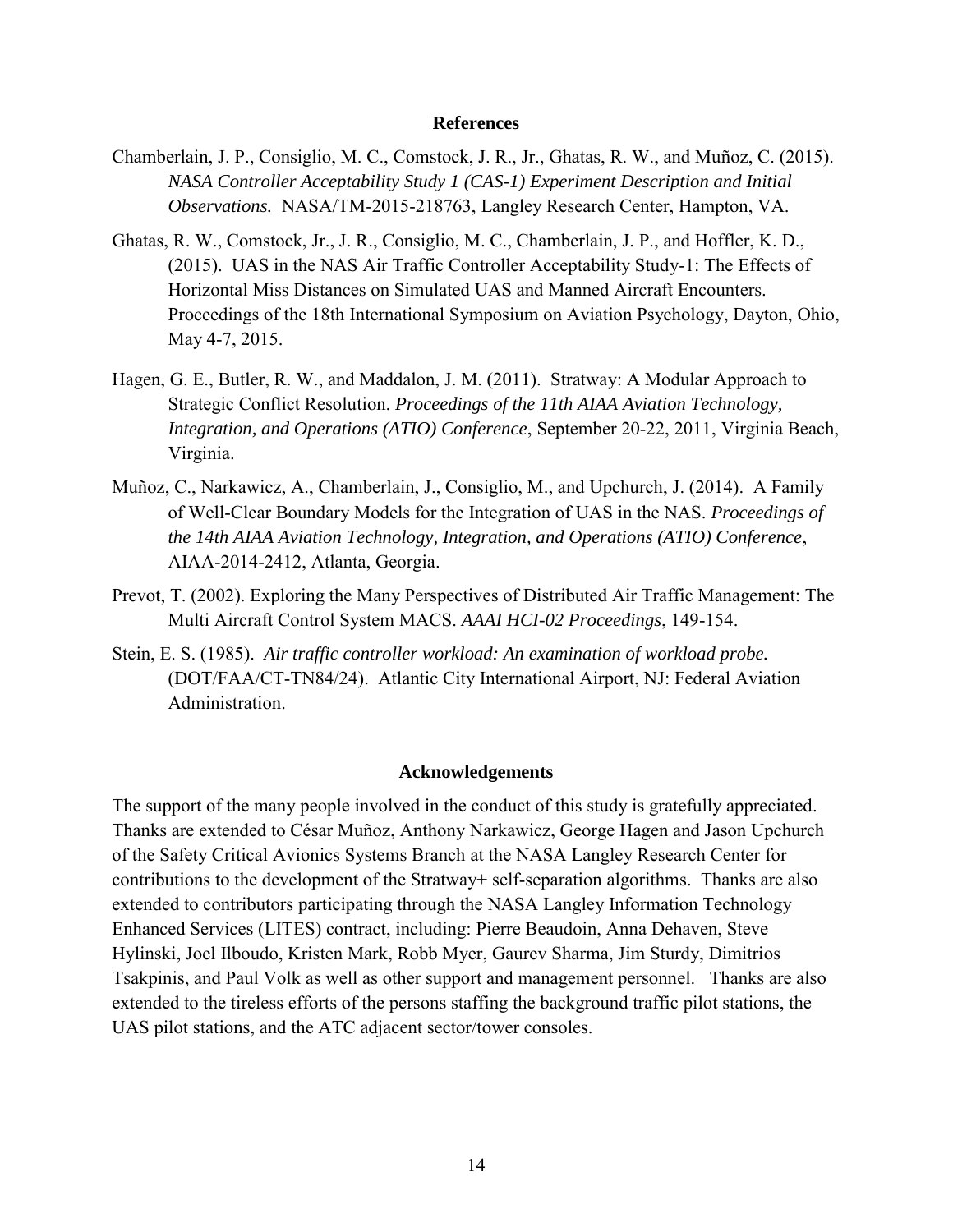## References

Chamberlain, J. P., Consiglio, M. C., Comstock, J. R., Jr., Ghatas, R. W., and Muñoz, C. (2015). *NASA Controller Acceptability Study 1 (CAS-1) Experiment Description and Initial Observations.* NASA/TM-2015-218763, Langley Research Center, Hampton, VA.

Ghatas, R. W., Comstock, Jr., J. R., Consiglio, M. C., Chamberlain, J. P., and Hoffler, K. D., (2015). UAS in the NAS Air Traffic Controller Acceptability Study-1: The Effects of Horizontal Miss Distances on Simulated UAS and Manned Aircraft Encounters. Proceedings of the 18th International Symposium on Aviation Psychology, Dayton, Ohio, May 4-7, 2015.

Hagen, G. E., Butler, R. W., and Maddalon, J. M. (2011). Stratway: A Modular Approach to Strategic Conflict Resolution. *Proceedings of the 11th AIAA Aviation Technology, Integration, and Operations (ATIO) Conference*, September 20-22, 2011, Virginia Beach, Virginia.

Muñoz, C., Narkawicz, A., Chamberlain, J., Consiglio, M., and Upchurch, J. (2014). A Family of Well-Clear Boundary Models for the Integration of UAS in the NAS. *Proceedings of the 14th AIAA Aviation Technology, Integration, and Operations (ATIO) Conference*, AIAA-2014-2412, Atlanta, Georgia.

Prevot, T. (2002). Exploring the Many Perspectives of Distributed Air Traffic Management: The Multi Aircraft Control System MACS. *AAAI HCI-02 Proceedings*, 149-154.

Stein, E. S. (1985). *Air traffic controller workload: An examination of workload probe.* (DOT/FAA/CT-TN84/24). Atlantic City International Airport, NJ: Federal Aviation Administration.

## Acknowledgements

The support of the many people involved in the conduct of this study is gratefully appreciated. Thanks are extended to César Muñoz, Anthony Narkawicz, George Hagen and Jason Upchurch of the Safety Critical Avionics Systems Branch at the NASA Langley Research Center for contributions to the development of the Stratway+ self-separation algorithms. Thanks are also extended to contributors participating through the NASA Langley Information Technology Enhanced Services (LITES) contract, including: Pierre Beaudoin, Anna Dehaven, Steve Hylinski, Joel Ilboudo, Kristen Mark, Robb Myer, Gaurev Sharma, Jim Sturdy, Dimitrios Tsakpinis, and Paul Volk as well as other support and management personnel. Thanks are also extended to the tireless efforts of the persons staffing the background traffic pilot stations, the UAS pilot stations, and the ATC adjacent sector/tower consoles.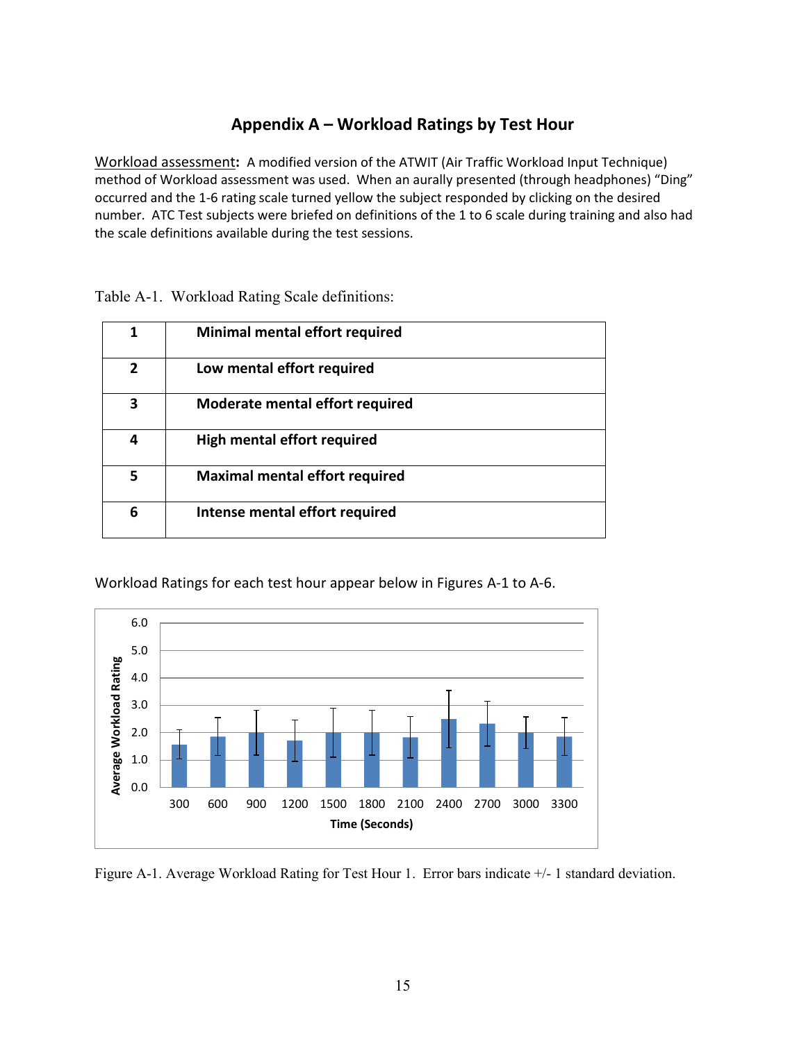# Appendix A – Workload Ratings by Test Hour

Workload assessment**:** A modified version of the ATWIT (Air Traffic Workload Input Technique) method of Workload assessment was used. When an aurally presented (through headphones) "Ding" occurred and the 1-6 rating scale turned yellow the subject responded by clicking on the desired number. ATC Test subjects were briefed on definitions of the 1 to 6 scale during training and also had the scale definitions available during the test sessions.

Table A-1. Workload Rating Scale definitions:

| | |
|---|---|
| **1** | **Minimal mental effort required** |
| **2** | **Low mental effort required** |
| **3** | **Moderate mental effort required** |
| **4** | **High mental effort required** |
| **5** | **Maximal mental effort required** |
| **6** | **Intense mental effort required** |

Workload Ratings for each test hour appear below in Figures A-1 to A-6.

Figure A-1. Average Workload Rating for Test Hour 1. Error bars indicate +/- 1 standard deviation.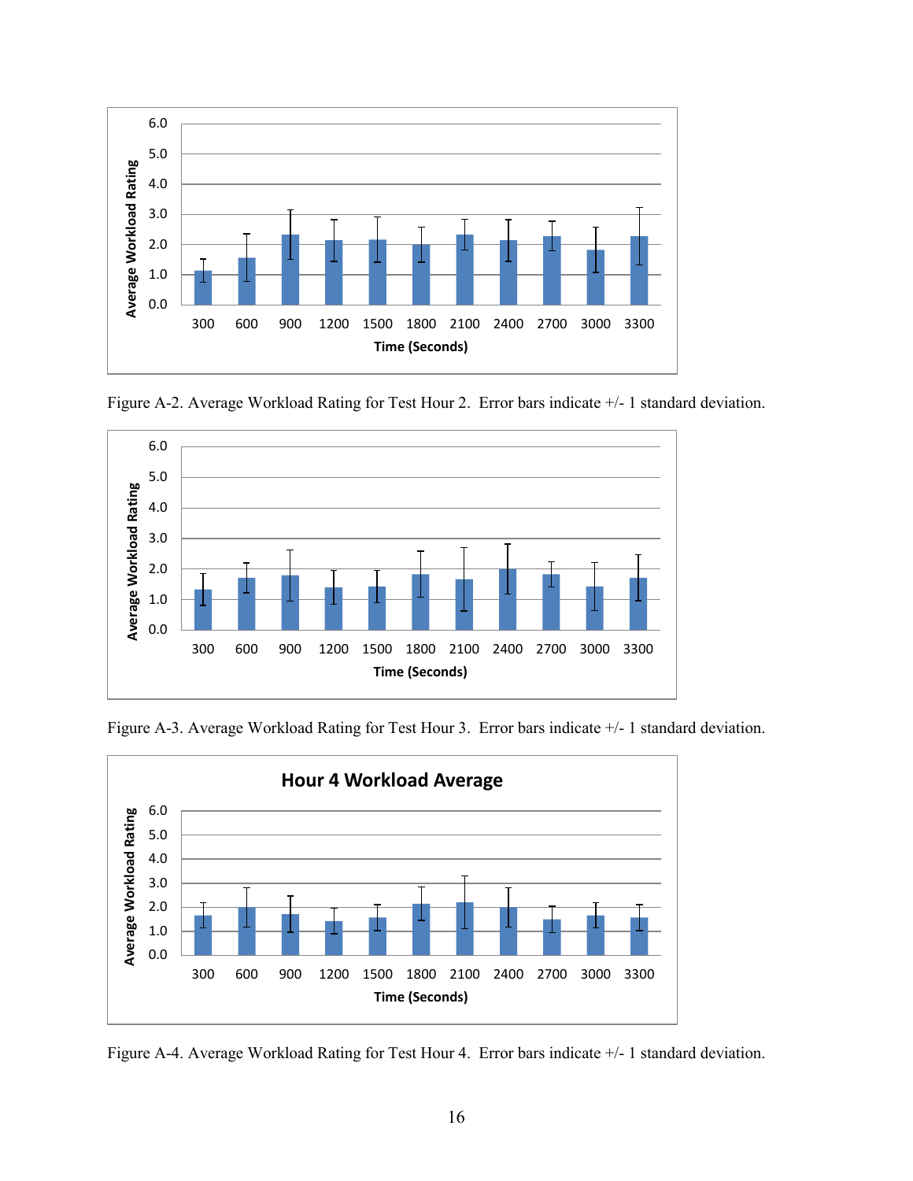Figure A-2. Average Workload Rating for Test Hour 2. Error bars indicate +/- 1 standard deviation.

Figure A-3. Average Workload Rating for Test Hour 3. Error bars indicate +/- 1 standard deviation.

Figure A-4. Average Workload Rating for Test Hour 4. Error bars indicate +/- 1 standard deviation.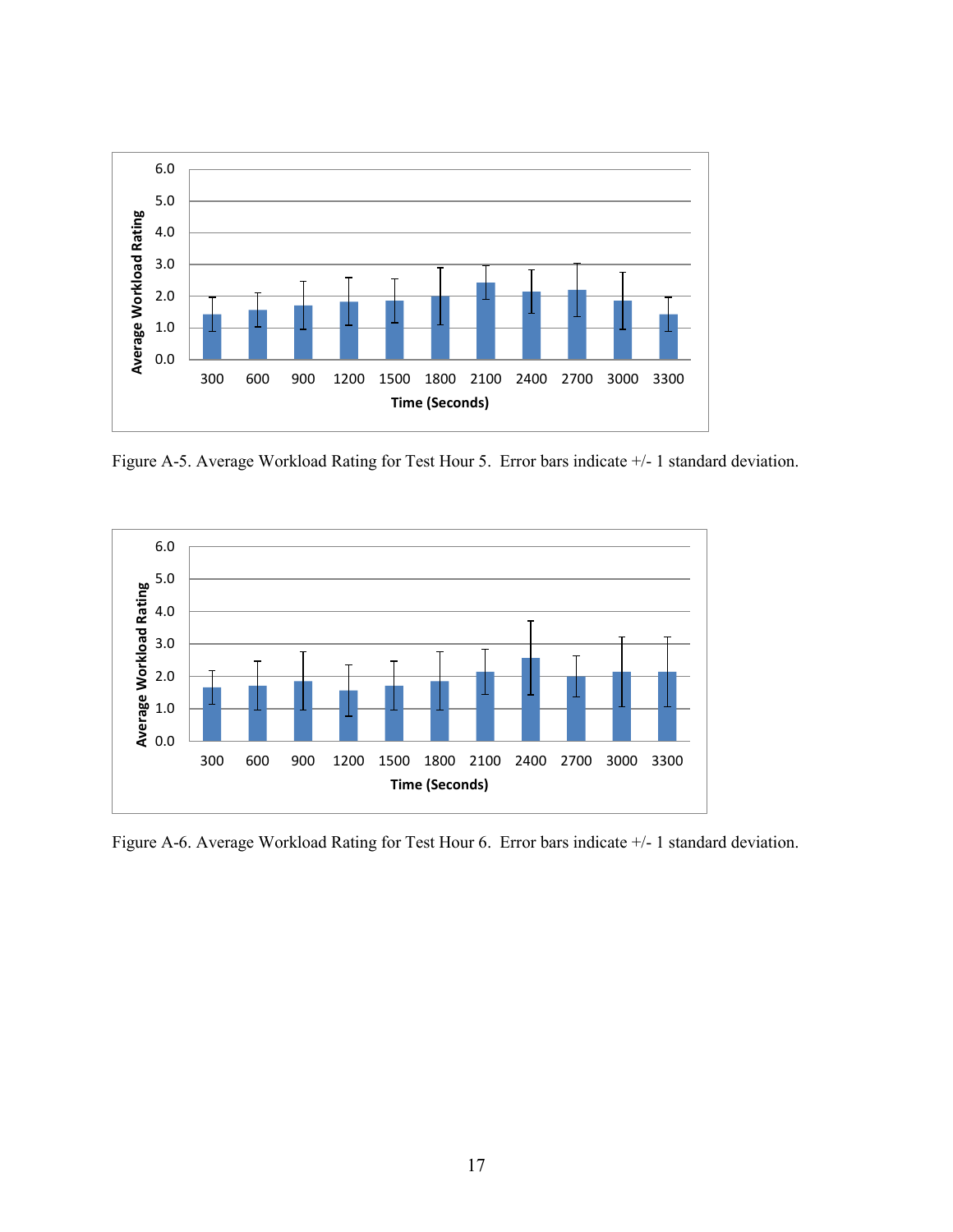Figure A-5. Average Workload Rating for Test Hour 5. Error bars indicate +/- 1 standard deviation.

Figure A-6. Average Workload Rating for Test Hour 6. Error bars indicate +/- 1 standard deviation.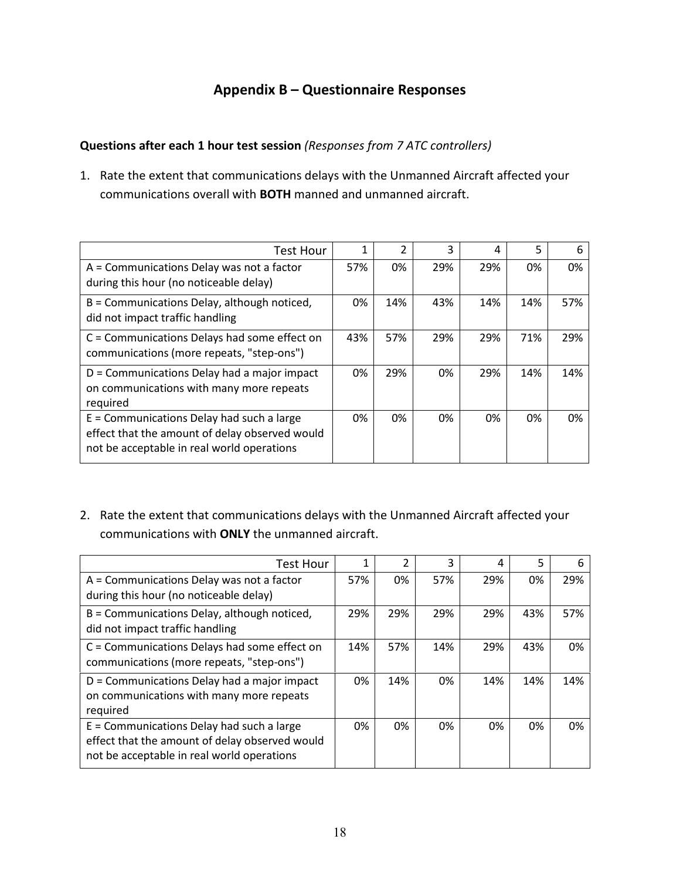## Appendix B – Questionnaire Responses

**Questions after each 1 hour test session** *(Responses from 7 ATC controllers)*

1. Rate the extent that communications delays with the Unmanned Aircraft affected your communications overall with **BOTH** manned and unmanned aircraft.

| Test Hour | 1 | 2 | 3 | 4 | 5 | 6 |
|---|---|---|---|---|---|---|
| A = Communications Delay was not a factor during this hour (no noticeable delay) | 57% | 0% | 29% | 29% | 0% | 0% |
| B = Communications Delay, although noticed, did not impact traffic handling | 0% | 14% | 43% | 14% | 14% | 57% |
| C = Communications Delays had some effect on communications (more repeats, "step-ons") | 43% | 57% | 29% | 29% | 71% | 29% |
| D = Communications Delay had a major impact on communications with many more repeats required | 0% | 29% | 0% | 29% | 14% | 14% |
| E = Communications Delay had such a large effect that the amount of delay observed would not be acceptable in real world operations | 0% | 0% | 0% | 0% | 0% | 0% |

2. Rate the extent that communications delays with the Unmanned Aircraft affected your communications with **ONLY** the unmanned aircraft.

| Test Hour | 1 | 2 | 3 | 4 | 5 | 6 |
|---|---|---|---|---|---|---|
| A = Communications Delay was not a factor during this hour (no noticeable delay) | 57% | 0% | 57% | 29% | 0% | 29% |
| B = Communications Delay, although noticed, did not impact traffic handling | 29% | 29% | 29% | 29% | 43% | 57% |
| C = Communications Delays had some effect on communications (more repeats, "step-ons") | 14% | 57% | 14% | 29% | 43% | 0% |
| D = Communications Delay had a major impact on communications with many more repeats required | 0% | 14% | 0% | 14% | 14% | 14% |
| E = Communications Delay had such a large effect that the amount of delay observed would not be acceptable in real world operations | 0% | 0% | 0% | 0% | 0% | 0% |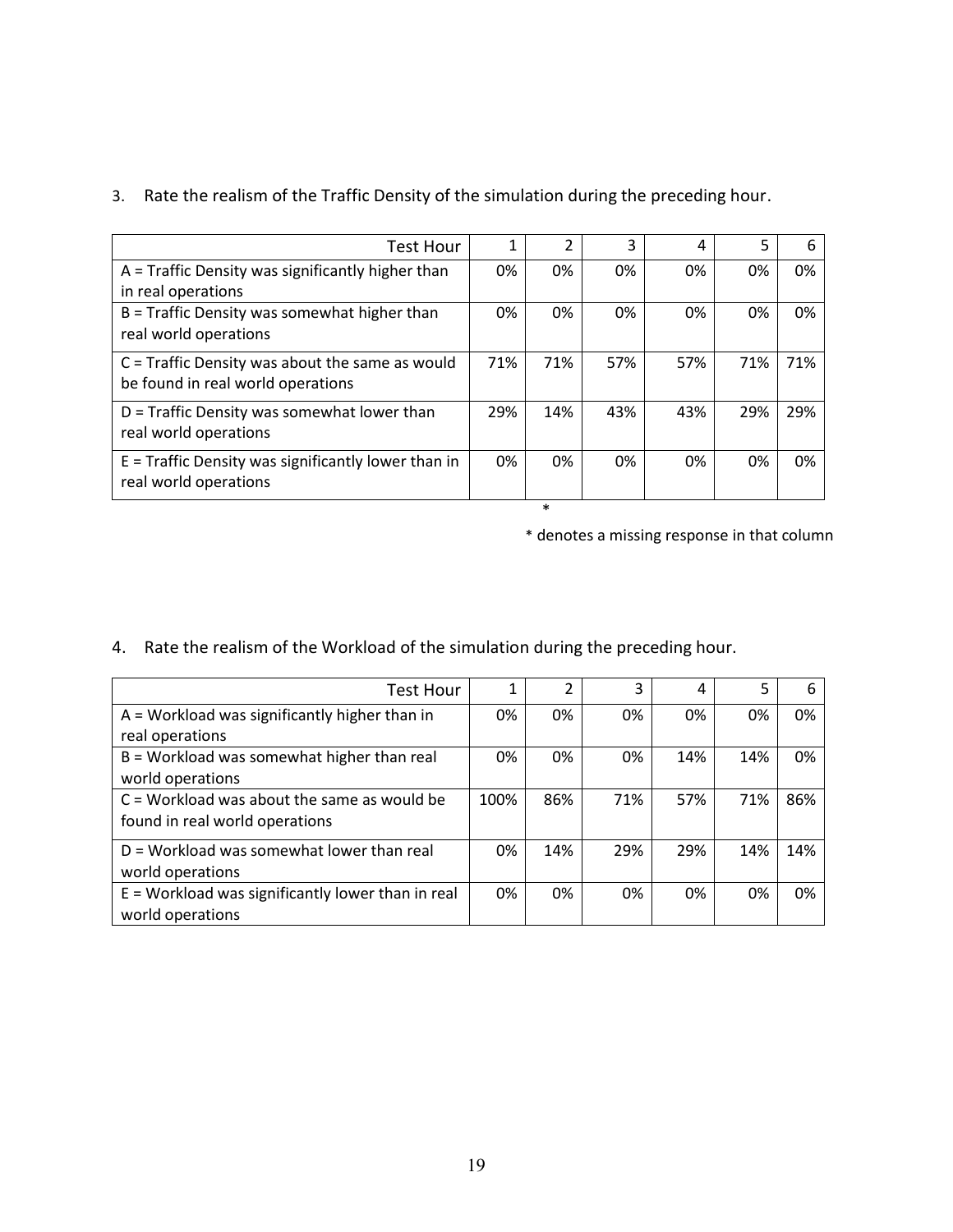3. Rate the realism of the Traffic Density of the simulation during the preceding hour.

| Test Hour | 1 | 2 | 3 | 4 | 5 | 6 |
|---|---|---|---|---|---|---|
| A = Traffic Density was significantly higher than in real operations | 0% | 0% | 0% | 0% | 0% | 0% |
| B = Traffic Density was somewhat higher than real world operations | 0% | 0% | 0% | 0% | 0% | 0% |
| C = Traffic Density was about the same as would be found in real world operations | 71% | 71% | 57% | 57% | 71% | 71% |
| D = Traffic Density was somewhat lower than real world operations | 29% | 14% | 43% | 43% | 29% | 29% |
| E = Traffic Density was significantly lower than in real world operations | 0% | 0% | 0% | 0% | 0% | 0% |
| | | * | | | | |

\* denotes a missing response in that column

4. Rate the realism of the Workload of the simulation during the preceding hour.

| Test Hour | 1 | 2 | 3 | 4 | 5 | 6 |
|---|---|---|---|---|---|---|
| A = Workload was significantly higher than in real operations | 0% | 0% | 0% | 0% | 0% | 0% |
| B = Workload was somewhat higher than real world operations | 0% | 0% | 0% | 14% | 14% | 0% |
| C = Workload was about the same as would be found in real world operations | 100% | 86% | 71% | 57% | 71% | 86% |
| D = Workload was somewhat lower than real world operations | 0% | 14% | 29% | 29% | 14% | 14% |
| E = Workload was significantly lower than in real world operations | 0% | 0% | 0% | 0% | 0% | 0% |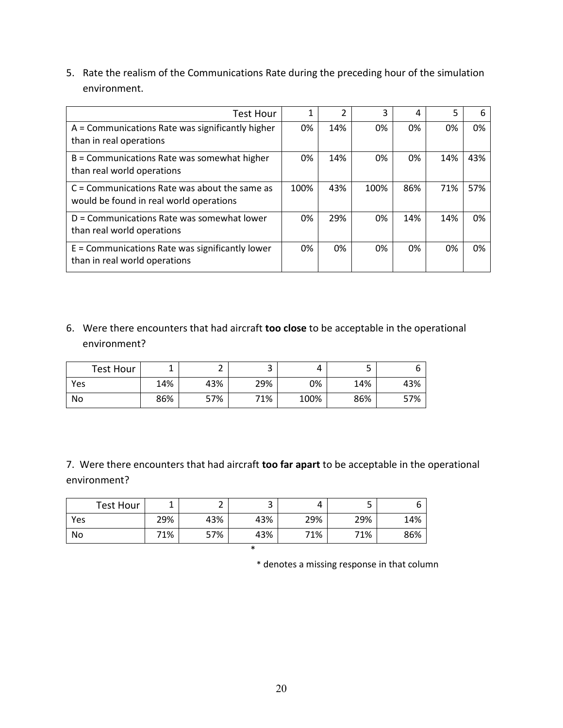5. Rate the realism of the Communications Rate during the preceding hour of the simulation environment.

| Test Hour | 1 | 2 | 3 | 4 | 5 | 6 |
|---|---|---|---|---|---|---|
| A = Communications Rate was significantly higher than in real operations | 0% | 14% | 0% | 0% | 0% | 0% |
| B = Communications Rate was somewhat higher than real world operations | 0% | 14% | 0% | 0% | 14% | 43% |
| C = Communications Rate was about the same as would be found in real world operations | 100% | 43% | 100% | 86% | 71% | 57% |
| D = Communications Rate was somewhat lower than real world operations | 0% | 29% | 0% | 14% | 14% | 0% |
| E = Communications Rate was significantly lower than in real world operations | 0% | 0% | 0% | 0% | 0% | 0% |

6. Were there encounters that had aircraft **too close** to be acceptable in the operational environment?

| Test Hour | 1 | 2 | 3 | 4 | 5 | 6 |
|---|---|---|---|---|---|---|
| Yes | 14% | 43% | 29% | 0% | 14% | 43% |
| No | 86% | 57% | 71% | 100% | 86% | 57% |

7. Were there encounters that had aircraft **too far apart** to be acceptable in the operational environment?

| Test Hour | 1 | 2 | 3 | 4 | 5 | 6 |
|---|---|---|---|---|---|---|
| Yes | 29% | 43% | 43% | 29% | 29% | 14% |
| No | 71% | 57% | 43% | 71% | 71% | 86% |
| | | | * | | | |

* denotes a missing response in that column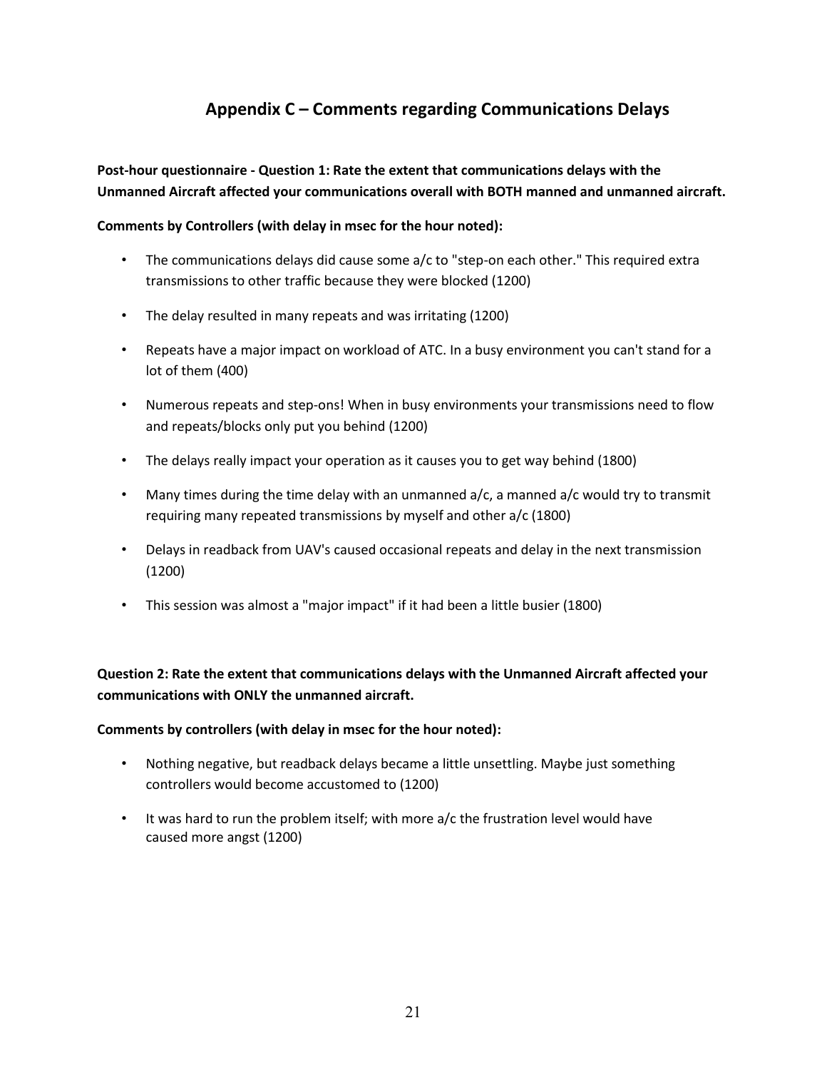## Appendix C – Comments regarding Communications Delays

**Post-hour questionnaire - Question 1: Rate the extent that communications delays with the Unmanned Aircraft affected your communications overall with BOTH manned and unmanned aircraft.**

**Comments by Controllers (with delay in msec for the hour noted):**

- The communications delays did cause some a/c to "step-on each other." This required extra transmissions to other traffic because they were blocked (1200)
- The delay resulted in many repeats and was irritating (1200)
- Repeats have a major impact on workload of ATC. In a busy environment you can't stand for a lot of them (400)
- Numerous repeats and step-ons! When in busy environments your transmissions need to flow and repeats/blocks only put you behind (1200)
- The delays really impact your operation as it causes you to get way behind (1800)
- Many times during the time delay with an unmanned a/c, a manned a/c would try to transmit requiring many repeated transmissions by myself and other a/c (1800)
- Delays in readback from UAV's caused occasional repeats and delay in the next transmission (1200)
- This session was almost a "major impact" if it had been a little busier (1800)

**Question 2: Rate the extent that communications delays with the Unmanned Aircraft affected your communications with ONLY the unmanned aircraft.**

**Comments by controllers (with delay in msec for the hour noted):**

- Nothing negative, but readback delays became a little unsettling. Maybe just something controllers would become accustomed to (1200)
- It was hard to run the problem itself; with more a/c the frustration level would have caused more angst (1200)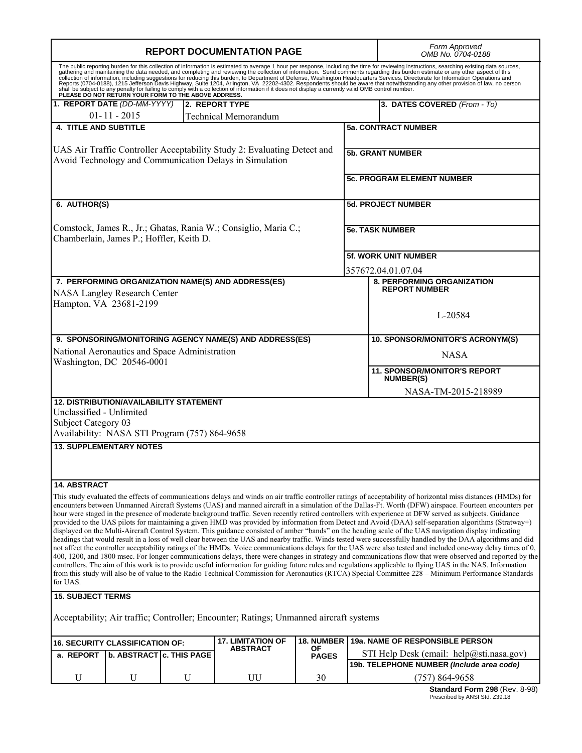# REPORT DOCUMENTATION PAGE

*Form Approved*
*OMB No. 0704-0188*

The public reporting burden for this collection of information is estimated to average 1 hour per response, including the time for reviewing instructions, searching existing data sources, gathering and maintaining the data needed, and completing and reviewing the collection of information. Send comments regarding this burden estimate or any other aspect of this collection of information, including suggestions for reducing this burden, to Department of Defense, Washington Headquarters Services, Directorate for Information Operations and Reports (0704-0188), 1215 Jefferson Davis Highway, Suite 1204, Arlington, VA 22202-4302. Respondents should be aware that notwithstanding any other provision of law, no person shall be subject to any penalty for failing to comply with a collection of information if it does not display a currently valid OMB control number.
**PLEASE DO NOT RETURN YOUR FORM TO THE ABOVE ADDRESS.**

| 1. REPORT DATE *(DD-MM-YYYY)* | 2. REPORT TYPE | 3. DATES COVERED *(From - To)* |
|---|---|---|
| 01- 11 - 2015 | Technical Memorandum | |

**4. TITLE AND SUBTITLE**

UAS Air Traffic Controller Acceptability Study 2: Evaluating Detect and Avoid Technology and Communication Delays in Simulation

**5a. CONTRACT NUMBER**

**5b. GRANT NUMBER**

**5c. PROGRAM ELEMENT NUMBER**

**6. AUTHOR(S)**

Comstock, James R., Jr.; Ghatas, Rania W.; Consiglio, Maria C.; Chamberlain, James P.; Hoffler, Keith D.

**5d. PROJECT NUMBER**

**5e. TASK NUMBER**

**5f. WORK UNIT NUMBER**

357672.04.01.07.04

**7. PERFORMING ORGANIZATION NAME(S) AND ADDRESS(ES)**

NASA Langley Research Center
Hampton, VA 23681-2199

**8. PERFORMING ORGANIZATION REPORT NUMBER**

L-20584

**9. SPONSORING/MONITORING AGENCY NAME(S) AND ADDRESS(ES)**

National Aeronautics and Space Administration
Washington, DC 20546-0001

**10. SPONSOR/MONITOR'S ACRONYM(S)**

NASA

**11. SPONSOR/MONITOR'S REPORT NUMBER(S)**

NASA-TM-2015-218989

**12. DISTRIBUTION/AVAILABILITY STATEMENT**

Unclassified - Unlimited
Subject Category 03
Availability: NASA STI Program (757) 864-9658

**13. SUPPLEMENTARY NOTES**

**14. ABSTRACT**

This study evaluated the effects of communications delays and winds on air traffic controller ratings of acceptability of horizontal miss distances (HMDs) for encounters between Unmanned Aircraft Systems (UAS) and manned aircraft in a simulation of the Dallas-Ft. Worth (DFW) airspace. Fourteen encounters per hour were staged in the presence of moderate background traffic. Seven recently retired controllers with experience at DFW served as subjects. Guidance provided to the UAS pilots for maintaining a given HMD was provided by information from Detect and Avoid (DAA) self-separation algorithms (Stratway+) displayed on the Multi-Aircraft Control System. This guidance consisted of amber "bands" on the heading scale of the UAS navigation display indicating headings that would result in a loss of well clear between the UAS and nearby traffic. Winds tested were successfully handled by the DAA algorithms and did not affect the controller acceptability ratings of the HMDs. Voice communications delays for the UAS were also tested and included one-way delay times of 0, 400, 1200, and 1800 msec. For longer communications delays, there were changes in strategy and communications flow that were observed and reported by the controllers. The aim of this work is to provide useful information for guiding future rules and regulations applicable to flying UAS in the NAS. Information from this study will also be of value to the Radio Technical Commission for Aeronautics (RTCA) Special Committee 228 – Minimum Performance Standards for UAS.

**15. SUBJECT TERMS**

Acceptability; Air traffic; Controller; Encounter; Ratings; Unmanned aircraft systems

| 16. SECURITY CLASSIFICATION OF: | | | 17. LIMITATION OF ABSTRACT | 18. NUMBER OF PAGES | 19a. NAME OF RESPONSIBLE PERSON |
|---|---|---|---|---|---|
| a. REPORT | b. ABSTRACT | c. THIS PAGE | | | STI Help Desk (email: help@sti.nasa.gov) |
| | | | | | 19b. TELEPHONE NUMBER *(Include area code)* |
| U | U | U | UU | 30 | (757) 864-9658 |

**Standard Form 298** (Rev. 8-98)
Prescribed by ANSI Std. Z39.18